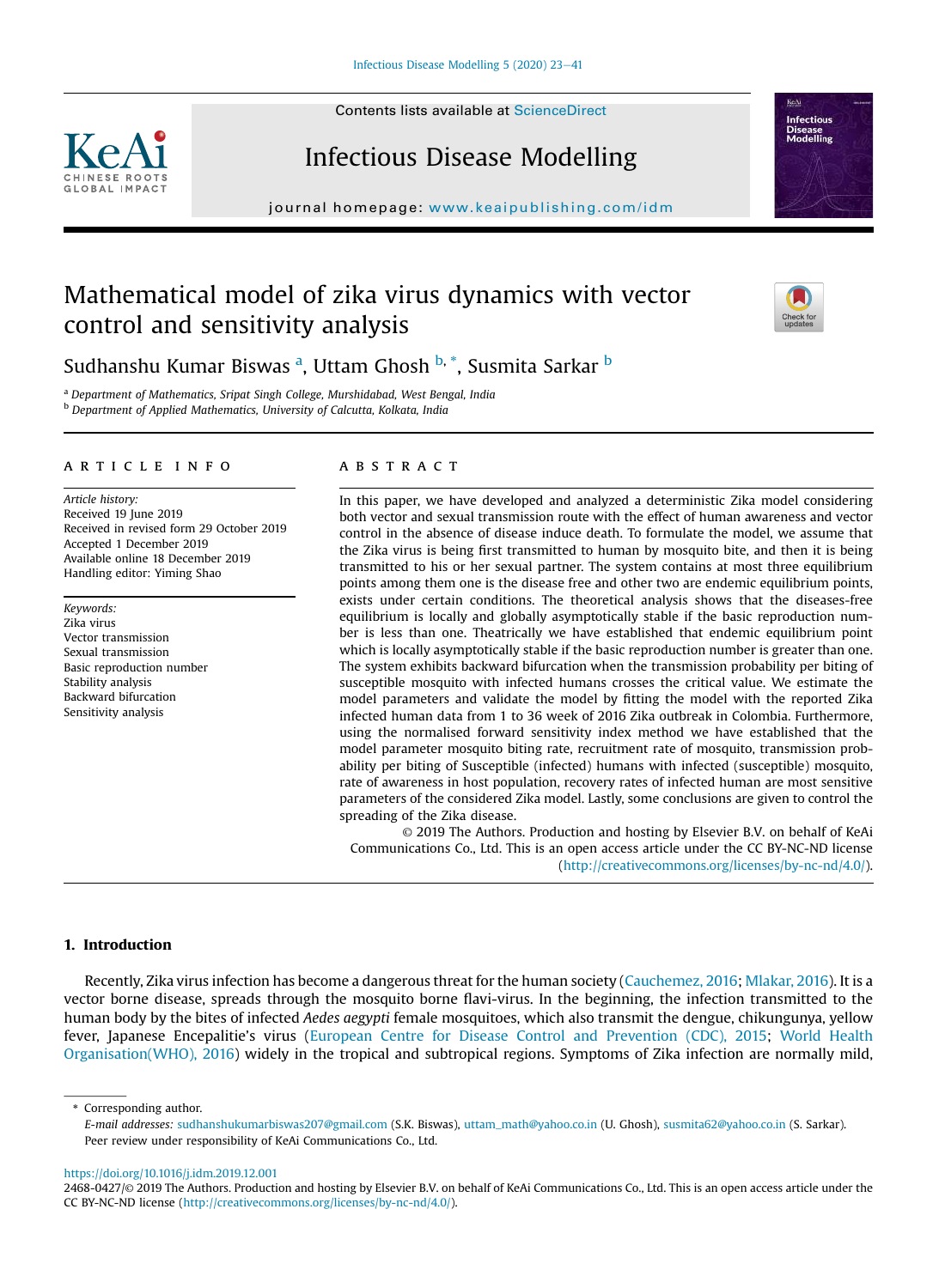# Mathematical model of zika virus dynamics with vector control and sensitivity analysis

Sudhanshu Kumar Biswas [a], Uttam Ghosh [b,*], Susmita Sarkar [b]

[a] Department of Mathematics, Sripat Singh College, Murshidabad, West Bengal, India
[b] Department of Applied Mathematics, University of Calcutta, Kolkata, India

## ARTICLE INFO

*Article history:*
Received 19 June 2019
Received in revised form 29 October 2019
Accepted 1 December 2019
Available online 18 December 2019
Handling editor: Yiming Shao

*Keywords:*
Zika virus
Vector transmission
Sexual transmission
Basic reproduction number
Stability analysis
Backward bifurcation
Sensitivity analysis

## ABSTRACT

In this paper, we have developed and analyzed a deterministic Zika model considering both vector and sexual transmission route with the effect of human awareness and vector control in the absence of disease induce death. To formulate the model, we assume that the Zika virus is being first transmitted to human by mosquito bite, and then it is being transmitted to his or her sexual partner. The system contains at most three equilibrium points among them one is the disease free and other two are endemic equilibrium points, exists under certain conditions. The theoretical analysis shows that the diseases-free equilibrium is locally and globally asymptotically stable if the basic reproduction number is less than one. Theatrically we have established that endemic equilibrium point which is locally asymptotically stable if the basic reproduction number is greater than one. The system exhibits backward bifurcation when the transmission probability per biting of susceptible mosquito with infected humans crosses the critical value. We estimate the model parameters and validate the model by fitting the model with the reported Zika infected human data from 1 to 36 week of 2016 Zika outbreak in Colombia. Furthermore, using the normalised forward sensitivity index method we have established that the model parameter mosquito biting rate, recruitment rate of mosquito, transmission probability per biting of Susceptible (infected) humans with infected (susceptible) mosquito, rate of awareness in host population, recovery rates of infected human are most sensitive parameters of the considered Zika model. Lastly, some conclusions are given to control the spreading of the Zika disease.

© 2019 The Authors. Production and hosting by Elsevier B.V. on behalf of KeAi Communications Co., Ltd. This is an open access article under the CC BY-NC-ND license (http://creativecommons.org/licenses/by-nc-nd/4.0/).

## 1. Introduction

Recently, Zika virus infection has become a dangerous threat for the human society (Cauchemez, 2016; Mlakar, 2016). It is a vector borne disease, spreads through the mosquito borne flavi-virus. In the beginning, the infection transmitted to the human body by the bites of infected *Aedes aegypti* female mosquitoes, which also transmit the dengue, chikungunya, yellow fever, Japanese Encepalitie's virus (European Centre for Disease Control and Prevention (CDC), 2015; World Health Organisation(WHO), 2016) widely in the tropical and subtropical regions. Symptoms of Zika infection are normally mild,

\* Corresponding author.
*E-mail addresses:* sudhanshukumarbiswas207@gmail.com (S.K. Biswas), uttam_math@yahoo.co.in (U. Ghosh), susmita62@yahoo.co.in (S. Sarkar).
Peer review under responsibility of KeAi Communications Co., Ltd.

https://doi.org/10.1016/j.idm.2019.12.001
2468-0427/© 2019 The Authors. Production and hosting by Elsevier B.V. on behalf of KeAi Communications Co., Ltd. This is an open access article under the CC BY-NC-ND license (http://creativecommons.org/licenses/by-nc-nd/4.0/).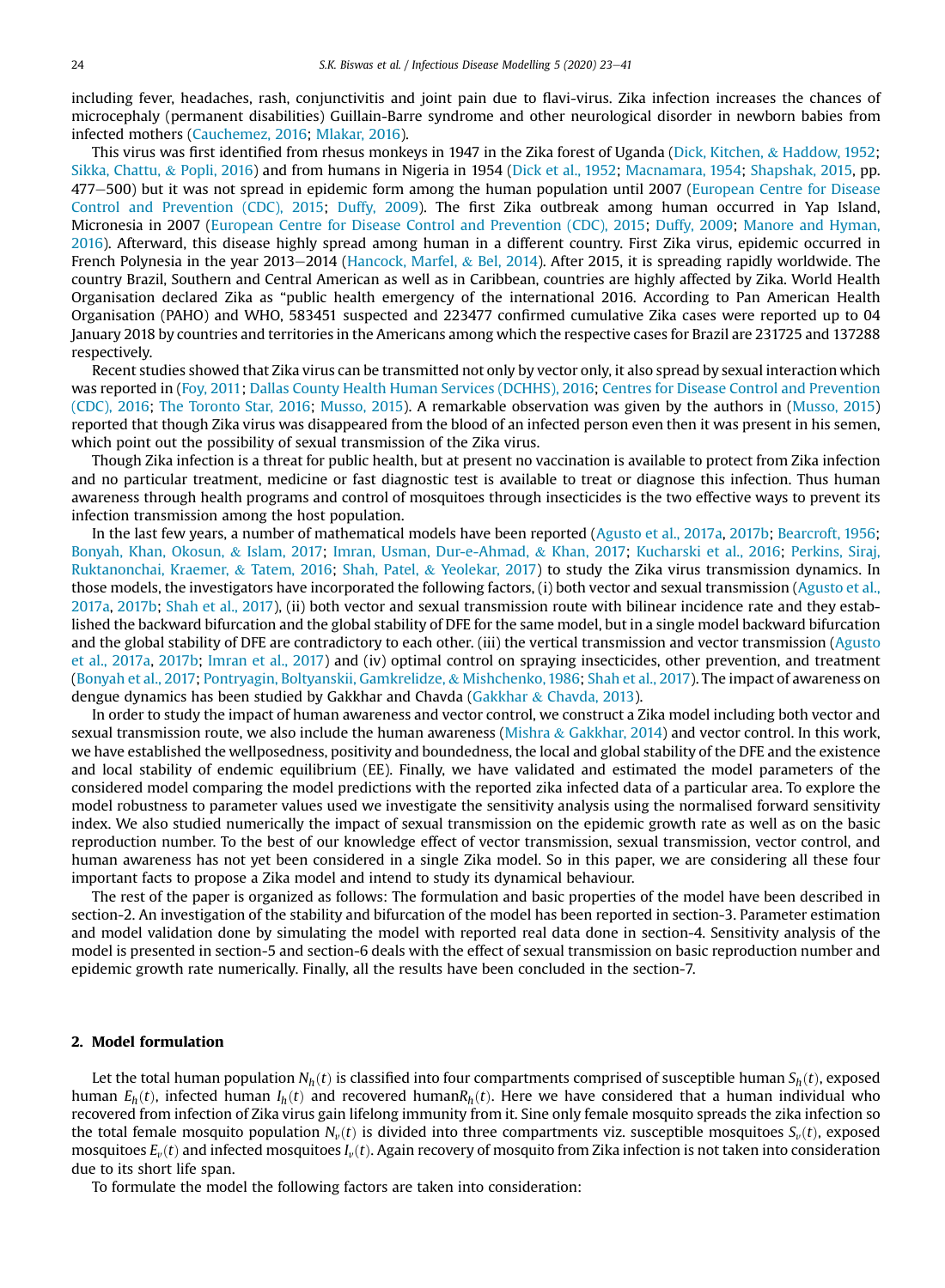including fever, headaches, rash, conjunctivitis and joint pain due to flavi-virus. Zika infection increases the chances of microcephaly (permanent disabilities) Guillain-Barre syndrome and other neurological disorder in newborn babies from infected mothers (Cauchemez, 2016; Mlakar, 2016).

This virus was first identified from rhesus monkeys in 1947 in the Zika forest of Uganda (Dick, Kitchen, & Haddow, 1952; Sikka, Chattu, & Popli, 2016) and from humans in Nigeria in 1954 (Dick et al., 1952; Macnamara, 1954; Shapshak, 2015, pp. 477–500) but it was not spread in epidemic form among the human population until 2007 (European Centre for Disease Control and Prevention (CDC), 2015; Duffy, 2009). The first Zika outbreak among human occurred in Yap Island, Micronesia in 2007 (European Centre for Disease Control and Prevention (CDC), 2015; Duffy, 2009; Manore and Hyman, 2016). Afterward, this disease highly spread among human in a different country. First Zika virus, epidemic occurred in French Polynesia in the year 2013–2014 (Hancock, Marfel, & Bel, 2014). After 2015, it is spreading rapidly worldwide. The country Brazil, Southern and Central American as well as in Caribbean, countries are highly affected by Zika. World Health Organisation declared Zika as "public health emergency of the international 2016. According to Pan American Health Organisation (PAHO) and WHO, 583451 suspected and 223477 confirmed cumulative Zika cases were reported up to 04 January 2018 by countries and territories in the Americans among which the respective cases for Brazil are 231725 and 137288 respectively.

Recent studies showed that Zika virus can be transmitted not only by vector only, it also spread by sexual interaction which was reported in (Foy, 2011; Dallas County Health Human Services (DCHHS), 2016; Centres for Disease Control and Prevention (CDC), 2016; The Toronto Star, 2016; Musso, 2015). A remarkable observation was given by the authors in (Musso, 2015) reported that though Zika virus was disappeared from the blood of an infected person even then it was present in his semen, which point out the possibility of sexual transmission of the Zika virus.

Though Zika infection is a threat for public health, but at present no vaccination is available to protect from Zika infection and no particular treatment, medicine or fast diagnostic test is available to treat or diagnose this infection. Thus human awareness through health programs and control of mosquitoes through insecticides is the two effective ways to prevent its infection transmission among the host population.

In the last few years, a number of mathematical models have been reported (Agusto et al., 2017a, 2017b; Bearcroft, 1956; Bonyah, Khan, Okosun, & Islam, 2017; Imran, Usman, Dur-e-Ahmad, & Khan, 2017; Kucharski et al., 2016; Perkins, Siraj, Ruktanonchai, Kraemer, & Tatem, 2016; Shah, Patel, & Yeolekar, 2017) to study the Zika virus transmission dynamics. In those models, the investigators have incorporated the following factors, (i) both vector and sexual transmission (Agusto et al., 2017a, 2017b; Shah et al., 2017), (ii) both vector and sexual transmission route with bilinear incidence rate and they established the backward bifurcation and the global stability of DFE for the same model, but in a single model backward bifurcation and the global stability of DFE are contradictory to each other. (iii) the vertical transmission and vector transmission (Agusto et al., 2017a, 2017b; Imran et al., 2017) and (iv) optimal control on spraying insecticides, other prevention, and treatment (Bonyah et al., 2017; Pontryagin, Boltyanskii, Gamkrelidze, & Mishchenko, 1986; Shah et al., 2017). The impact of awareness on dengue dynamics has been studied by Gakkhar and Chavda (Gakkhar & Chavda, 2013).

In order to study the impact of human awareness and vector control, we construct a Zika model including both vector and sexual transmission route, we also include the human awareness (Mishra & Gakkhar, 2014) and vector control. In this work, we have established the wellposedness, positivity and boundedness, the local and global stability of the DFE and the existence and local stability of endemic equilibrium (EE). Finally, we have validated and estimated the model parameters of the considered model comparing the model predictions with the reported zika infected data of a particular area. To explore the model robustness to parameter values used we investigate the sensitivity analysis using the normalised forward sensitivity index. We also studied numerically the impact of sexual transmission on the epidemic growth rate as well as on the basic reproduction number. To the best of our knowledge effect of vector transmission, sexual transmission, vector control, and human awareness has not yet been considered in a single Zika model. So in this paper, we are considering all these four important facts to propose a Zika model and intend to study its dynamical behaviour.

The rest of the paper is organized as follows: The formulation and basic properties of the model have been described in section-2. An investigation of the stability and bifurcation of the model has been reported in section-3. Parameter estimation and model validation done by simulating the model with reported real data done in section-4. Sensitivity analysis of the model is presented in section-5 and section-6 deals with the effect of sexual transmission on basic reproduction number and epidemic growth rate numerically. Finally, all the results have been concluded in the section-7.

## 2. Model formulation

Let the total human population $N_h(t)$ is classified into four compartments comprised of susceptible human $S_h(t)$, exposed human $E_h(t)$, infected human $I_h(t)$ and recovered human$R_h(t)$. Here we have considered that a human individual who recovered from infection of Zika virus gain lifelong immunity from it. Sine only female mosquito spreads the zika infection so the total female mosquito population $N_v(t)$ is divided into three compartments viz. susceptible mosquitoes $S_v(t)$, exposed mosquitoes $E_v(t)$ and infected mosquitoes $I_v(t)$. Again recovery of mosquito from Zika infection is not taken into consideration due to its short life span.

To formulate the model the following factors are taken into consideration: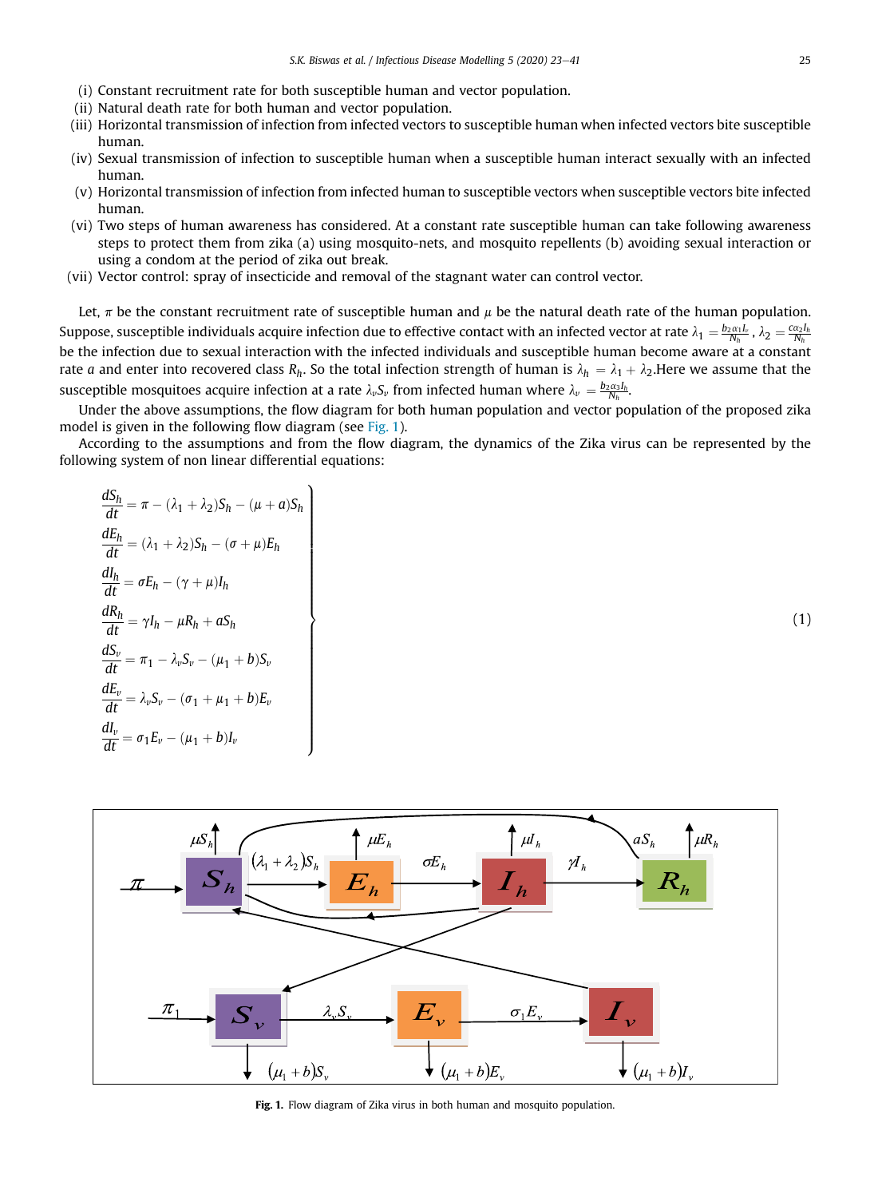(i) Constant recruitment rate for both susceptible human and vector population.
(ii) Natural death rate for both human and vector population.
(iii) Horizontal transmission of infection from infected vectors to susceptible human when infected vectors bite susceptible human.
(iv) Sexual transmission of infection to susceptible human when a susceptible human interact sexually with an infected human.
(v) Horizontal transmission of infection from infected human to susceptible vectors when susceptible vectors bite infected human.
(vi) Two steps of human awareness has considered. At a constant rate susceptible human can take following awareness steps to protect them from zika (a) using mosquito-nets, and mosquito repellents (b) avoiding sexual interaction or using a condom at the period of zika out break.
(vii) Vector control: spray of insecticide and removal of the stagnant water can control vector.

Let, $\pi$ be the constant recruitment rate of susceptible human and $\mu$ be the natural death rate of the human population. Suppose, susceptible individuals acquire infection due to effective contact with an infected vector at rate $\lambda_1 = \frac{b_2\alpha_1 I_v}{N_h}$, $\lambda_2 = \frac{c\alpha_2 I_h}{N_h}$ be the infection due to sexual interaction with the infected individuals and susceptible human become aware at a constant rate $a$ and enter into recovered class $R_h$. So the total infection strength of human is $\lambda_h = \lambda_1 + \lambda_2$.Here we assume that the susceptible mosquitoes acquire infection at a rate $\lambda_v S_v$ from infected human where $\lambda_v = \frac{b_2\alpha_3 I_h}{N_h}$.

Under the above assumptions, the flow diagram for both human population and vector population of the proposed zika model is given in the following flow diagram (see Fig. 1).

According to the assumptions and from the flow diagram, the dynamics of the Zika virus can be represented by the following system of non linear differential equations:

$$
\left.
\begin{aligned}
\frac{dS_h}{dt} &= \pi - (\lambda_1 + \lambda_2)S_h - (\mu + a)S_h \\
\frac{dE_h}{dt} &= (\lambda_1 + \lambda_2)S_h - (\sigma + \mu)E_h \\
\frac{dI_h}{dt} &= \sigma E_h - (\gamma + \mu)I_h \\
\frac{dR_h}{dt} &= \gamma I_h - \mu R_h + a S_h \\
\frac{dS_v}{dt} &= \pi_1 - \lambda_v S_v - (\mu_1 + b)S_v \\
\frac{dE_v}{dt} &= \lambda_v S_v - (\sigma_1 + \mu_1 + b)E_v \\
\frac{dI_v}{dt} &= \sigma_1 E_v - (\mu_1 + b)I_v
\end{aligned}
\right\} \tag{1}
$$

**Fig. 1.** Flow diagram of Zika virus in both human and mosquito population.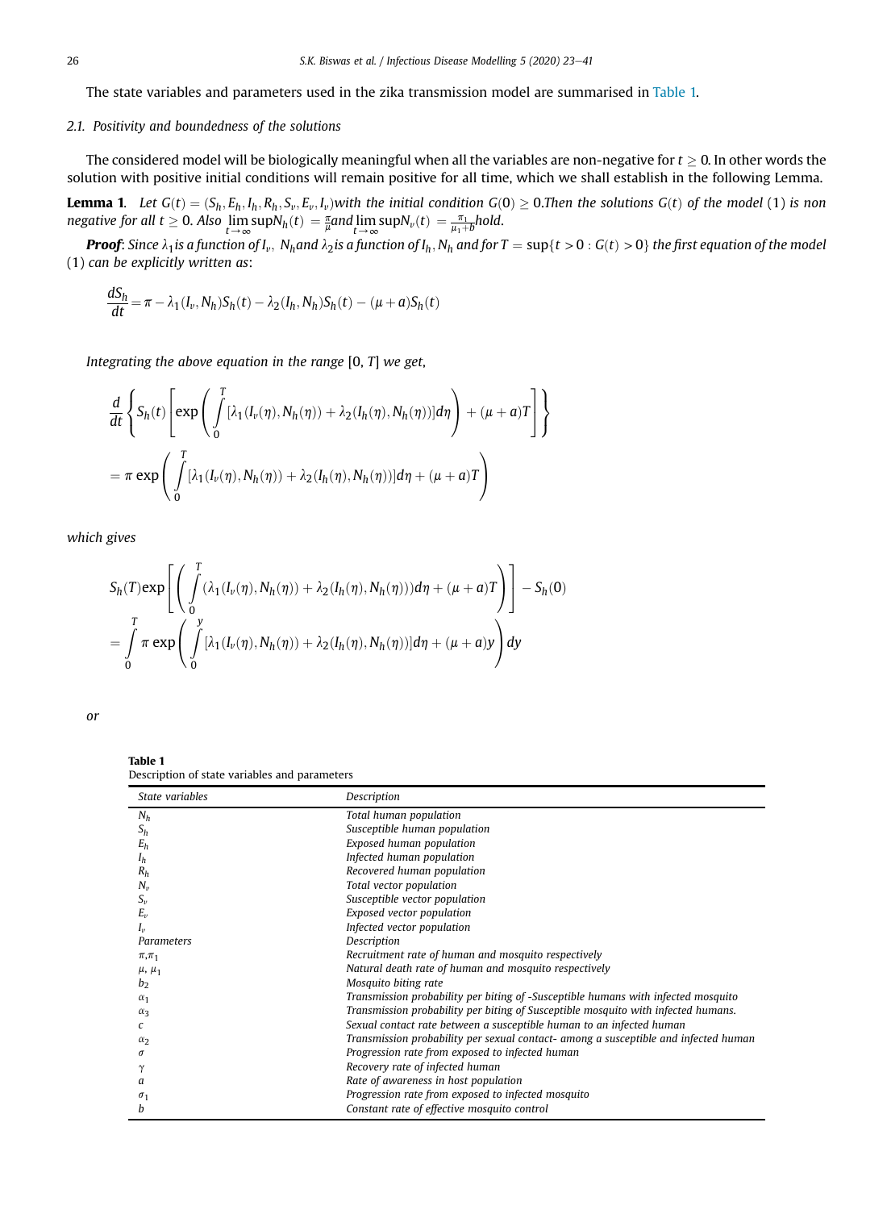The state variables and parameters used in the zika transmission model are summarised in Table 1.

### 2.1. Positivity and boundedness of the solutions

The considered model will be biologically meaningful when all the variables are non-negative for $t \geq 0$. In other words the solution with positive initial conditions will remain positive for all time, which we shall establish in the following Lemma.

**Lemma 1**. *Let $G(t) = (S_h, E_h, I_h, R_h, S_v, E_v, I_v)$ with the initial condition $G(0) \geq 0$. Then the solutions $G(t)$ of the model (1) is non negative for all $t \geq 0$. Also $\lim\limits_{t \to \infty} \sup N_h(t) = \frac{\pi}{\mu}$ and $\lim\limits_{t \to \infty} \sup N_v(t) = \frac{\pi_1}{\mu_1 + b}$ hold.*

***Proof***: *Since $\lambda_1$ is a function of $I_v$, $N_h$ and $\lambda_2$ is a function of $I_h, N_h$ and for $T = \sup\{t > 0 : G(t) > 0\}$ the first equation of the model (1) can be explicitly written as*:

$$
\frac{dS_h}{dt} = \pi - \lambda_1(I_v, N_h)S_h(t) - \lambda_2(I_h, N_h)S_h(t) - (\mu + a)S_h(t)
$$

*Integrating the above equation in the range* $[0, T]$ *we get*,

$$
\frac{d}{dt}\left\{ S_h(t)\left[ \exp\left( \int_0^T [\lambda_1(I_v(\eta), N_h(\eta)) + \lambda_2(I_h(\eta), N_h(\eta))]d\eta \right) + (\mu + a)T \right] \right\}
$$

$$
= \pi \exp\left( \int_0^T [\lambda_1(I_v(\eta), N_h(\eta)) + \lambda_2(I_h(\eta), N_h(\eta))]d\eta + (\mu + a)T \right)
$$

*which gives*

$$
S_h(T)\exp\left[ \left( \int_0^T (\lambda_1(I_v(\eta), N_h(\eta)) + \lambda_2(I_h(\eta), N_h(\eta)))d\eta + (\mu + a)T \right) \right] - S_h(0)
$$

$$
= \int_0^T \pi \exp\left( \int_0^y [\lambda_1(I_v(\eta), N_h(\eta)) + \lambda_2(I_h(\eta), N_h(\eta))]d\eta + (\mu + a)y \right) dy
$$

*or*

**Table 1**
Description of state variables and parameters

| *State variables* | *Description* |
|---|---|
| $N_h$ | *Total human population* |
| $S_h$ | *Susceptible human population* |
| $E_h$ | *Exposed human population* |
| $I_h$ | *Infected human population* |
| $R_h$ | *Recovered human population* |
| $N_v$ | *Total vector population* |
| $S_v$ | *Susceptible vector population* |
| $E_v$ | *Exposed vector population* |
| $I_v$ | *Infected vector population* |
| *Parameters* | *Description* |
| $\pi$,$\pi_1$ | *Recruitment rate of human and mosquito respectively* |
| $\mu$, $\mu_1$ | *Natural death rate of human and mosquito respectively* |
| $b_2$ | *Mosquito biting rate* |
| $\alpha_1$ | *Transmission probability per biting of -Susceptible humans with infected mosquito* |
| $\alpha_3$ | *Transmission probability per biting of Susceptible mosquito with infected humans.* |
| $c$ | *Sexual contact rate between a susceptible human to an infected human* |
| $\alpha_2$ | *Transmission probability per sexual contact- among a susceptible and infected human* |
| $\sigma$ | *Progression rate from exposed to infected human* |
| $\gamma$ | *Recovery rate of infected human* |
| $a$ | *Rate of awareness in host population* |
| $\sigma_1$ | *Progression rate from exposed to infected mosquito* |
| $b$ | *Constant rate of effective mosquito control* |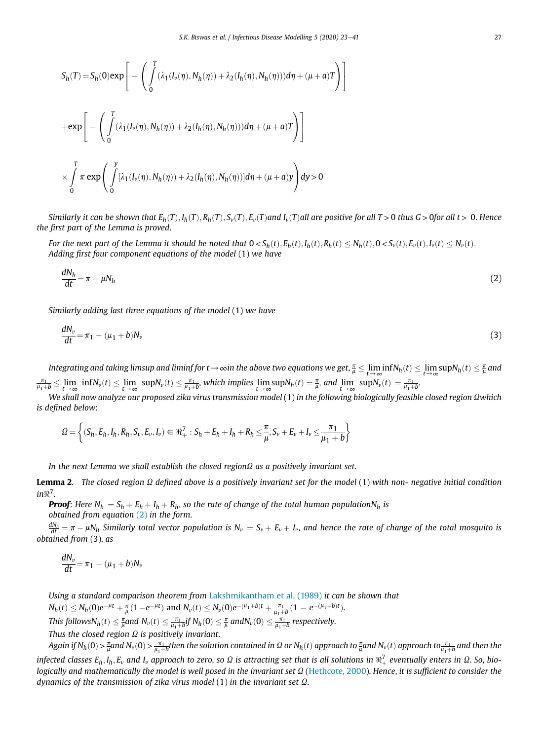$$S_h(T) = S_h(0)\exp\left[-\left(\int_0^T (\lambda_1(I_v(\eta), N_h(\eta)) + \lambda_2(I_h(\eta), N_h(\eta)))d\eta + (\mu + a)T\right)\right]$$

$$+\exp\left[-\left(\int_0^T (\lambda_1(I_v(\eta), N_h(\eta)) + \lambda_2(I_h(\eta), N_h(\eta)))d\eta + (\mu + a)T\right)\right]$$

$$\times \int_0^T \pi \exp\left(\int_0^y [\lambda_1(I_v(\eta), N_h(\eta)) + \lambda_2(I_h(\eta), N_h(\eta))]d\eta + (\mu + a)y\right)dy > 0$$

*Similarly it can be shown that $E_h(T), I_h(T), R_h(T), S_v(T), E_v(T)$ and $I_v(T)$ all are positive for all $T > 0$ thus $G > 0$ for all $t > 0$. Hence the first part of the Lemma is proved.*

*For the next part of the Lemma it should be noted that $0 < S_h(t), E_h(t), I_h(t), R_h(t) \leq N_h(t), 0 < S_v(t), E_v(t), I_v(t) \leq N_v(t)$. Adding first four component equations of the model (1) we have*

$$\frac{dN_h}{dt} = \pi - \mu N_h \tag{2}$$

*Similarly adding last three equations of the model (1) we have*

$$\frac{dN_v}{dt} = \pi_1 - (\mu_1 + b)N_v \tag{3}$$

*Integrating and taking limsup and liminf for $t \to \infty$ in the above two equations we get, $\frac{\pi}{\mu} \leq \lim_{t\to\infty} \inf N_h(t) \leq \lim_{t\to\infty} \sup N_h(t) \leq \frac{\pi}{\mu}$ and $\frac{\pi_1}{\mu_1+b} \leq \lim_{t\to\infty} \inf N_v(t) \leq \lim_{t\to\infty} \sup N_v(t) \leq \frac{\pi_1}{\mu_1+b}$, which implies $\lim_{t\to\infty} \sup N_h(t) = \frac{\pi}{\mu}$, and $\lim_{t\to\infty} \sup N_v(t) = \frac{\pi_1}{\mu_1+b}$.*

*We shall now analyze our proposed zika virus transmission model (1) in the following biologically feasible closed region $\Omega$ which is defined below:*

$$\Omega = \left\{(S_h, E_h, I_h, R_h, S_v, E_v, I_v) \in \Re_+^7 : S_h + E_h + I_h + R_h \leq \frac{\pi}{\mu}, S_v + E_v + I_v \leq \frac{\pi_1}{\mu_1 + b}\right\}$$

*In the next Lemma we shall establish the closed region $\Omega$ as a positively invariant set.*

**Lemma 2**. *The closed region $\Omega$ defined above is a positively invariant set for the model (1) with non- negative initial condition in $\Re^7$.*

***Proof***: *Here $N_h = S_h + E_h + I_h + R_h$, so the rate of change of the total human population $N_h$ is obtained from equation (2) in the form.*

*$\frac{dN_h}{dt} = \pi - \mu N_h$ Similarly total vector population is $N_v = S_v + E_v + I_v$, and hence the rate of change of the total mosquito is obtained from (3), as*

$$\frac{dN_v}{dt} = \pi_1 - (\mu_1 + b)N_v$$

*Using a standard comparison theorem from Lakshmikantham et al. (1989) it can be shown that*
$N_h(t) \leq N_h(0)e^{-\mu t} + \frac{\pi}{\mu}(1 - e^{-\mu t})$ and $N_v(t) \leq N_v(0)e^{-(\mu_1+b)t} + \frac{\pi_1}{\mu_1+b}(1 - e^{-(\mu_1+b)t})$.
*This follows $N_h(t) \leq \frac{\pi}{\mu}$ and $N_v(t) \leq \frac{\pi_1}{\mu_1+b}$ if $N_h(0) \leq \frac{\pi}{\mu}$ and $N_v(0) \leq \frac{\pi_1}{\mu_1+b}$ respectively.*
*Thus the closed region $\Omega$ is positively invariant.*
*Again if $N_h(0) > \frac{\pi}{\mu}$ and $N_v(0) > \frac{\pi_1}{\mu_1+b}$ then the solution contained in $\Omega$ or $N_h(t)$ approach to $\frac{\pi}{\mu}$ and $N_v(t)$ approach to $\frac{\pi_1}{\mu_1+b}$ and then the infected classes $E_h, I_h, E_v$ and $I_v$ approach to zero, so $\Omega$ is attracting set that is all solutions in $\Re_+^7$ eventually enters in $\Omega$. So, biologically and mathematically the model is well posed in the invariant set $\Omega$ (Hethcote, 2000). Hence, it is sufficient to consider the dynamics of the transmission of zika virus model (1) in the invariant set $\Omega$.*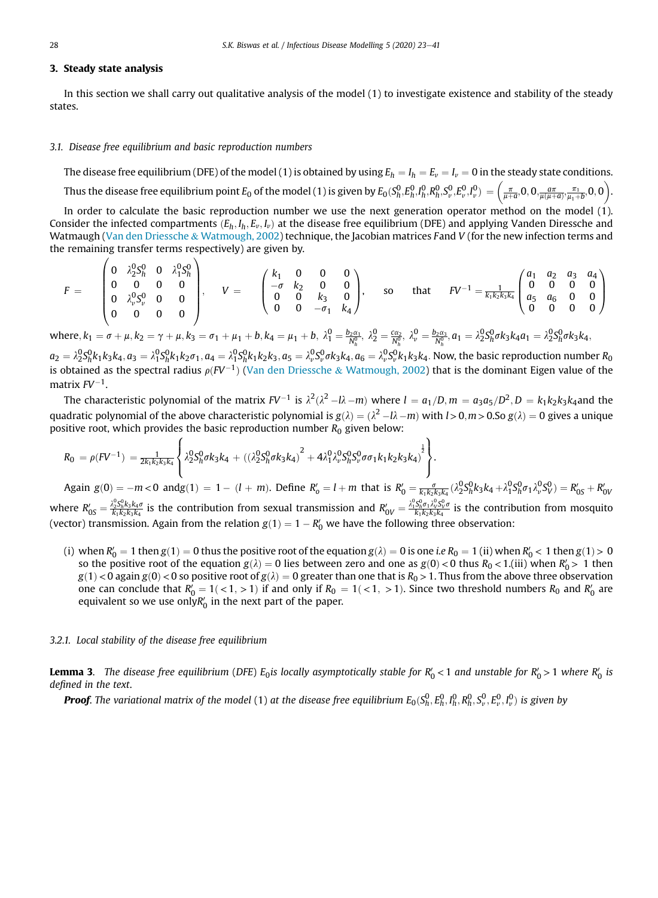## 3. Steady state analysis

In this section we shall carry out qualitative analysis of the model (1) to investigate existence and stability of the steady states.

### 3.1. Disease free equilibrium and basic reproduction numbers

The disease free equilibrium (DFE) of the model (1) is obtained by using $E_h = I_h = E_v = I_v = 0$ in the steady state conditions. Thus the disease free equilibrium point $E_0$ of the model (1) is given by $E_0(S_h^0, E_h^0, I_h^0, R_h^0, S_v^0, E_v^0, I_v^0) = \left(\frac{\pi}{\mu+a}, 0, 0, \frac{a\pi}{\mu(\mu+a)}, \frac{\pi_1}{\mu_1+b}, 0, 0\right)$.

In order to calculate the basic reproduction number we use the next generation operator method on the model (1). Consider the infected compartments $(E_h, I_h, E_v, I_v)$ at the disease free equilibrium (DFE) and applying Vanden Diressche and Watmaugh (Van den Driessche & Watmough, 2002) technique, the Jacobian matrices F and V (for the new infection terms and the remaining transfer terms respectively) are given by.

$$F = \begin{pmatrix} 0 & \lambda_2^0 S_h^0 & 0 & \lambda_1^0 S_h^0 \\ 0 & 0 & 0 & 0 \\ 0 & \lambda_v^0 S_v^0 & 0 & 0 \\ 0 & 0 & 0 & 0 \end{pmatrix}, \quad V = \begin{pmatrix} k_1 & 0 & 0 & 0 \\ -\sigma & k_2 & 0 & 0 \\ 0 & 0 & k_3 & 0 \\ 0 & 0 & -\sigma_1 & k_4 \end{pmatrix}, \quad \text{so that} \quad FV^{-1} = \frac{1}{k_1k_2k_3k_4}\begin{pmatrix} a_1 & a_2 & a_3 & a_4 \\ 0 & 0 & 0 & 0 \\ a_5 & a_6 & 0 & 0 \\ 0 & 0 & 0 & 0 \end{pmatrix}$$

where, $k_1 = \sigma + \mu, k_2 = \gamma + \mu, k_3 = \sigma_1 + \mu_1 + b, k_4 = \mu_1 + b,\ \lambda_1^0 = \frac{b_2\alpha_1}{N_h^0},\ \lambda_2^0 = \frac{c\alpha_2}{N_h^0},\ \lambda_v^0 = \frac{b_2\alpha_3}{N_h^0}, a_1 = \lambda_2^0 S_h^0 \sigma k_3 k_4 a_1 = \lambda_2^0 S_h^0 \sigma k_3 k_4,$ $a_2 = \lambda_2^0 S_h^0 k_1 k_3 k_4, a_3 = \lambda_1^0 S_h^0 k_1 k_2 \sigma_1, a_4 = \lambda_1^0 S_h^0 k_1 k_2 k_3, a_5 = \lambda_v^0 S_v^0 \sigma k_3 k_4, a_6 = \lambda_v^0 S_v^0 k_1 k_3 k_4$. Now, the basic reproduction number $R_0$ is obtained as the spectral radius $\rho(FV^{-1})$ (Van den Driessche & Watmough, 2002) that is the dominant Eigen value of the matrix $FV^{-1}$.

The characteristic polynomial of the matrix $FV^{-1}$ is $\lambda^2(\lambda^2 - l\lambda - m)$ where $l = a_1/D, m = a_3a_5/D^2, D = k_1k_2k_3k_4$and the quadratic polynomial of the above characteristic polynomial is $g(\lambda) = (\lambda^2 - l\lambda - m)$ with $l > 0, m > 0$.So $g(\lambda) = 0$ gives a unique positive root, which provides the basic reproduction number $R_0$ given below:

$$R_0 = \rho(FV^{-1}) = \frac{1}{2k_1k_2k_3k_4}\left\{\lambda_2^0 S_h^0 \sigma k_3 k_4 + \left((\lambda_2^0 S_h^0 \sigma k_3 k_4)^2 + 4\lambda_1^0 \lambda_v^0 S_h^0 S_v^0 \sigma \sigma_1 k_1 k_2 k_3 k_4\right)^{\frac{1}{2}}\right\}.$$

Again $g(0) = -m < 0$ and$g(1) = 1 - (l + m)$. Define $R_o' = l + m$ that is $R_0' = \frac{\sigma}{k_1k_2k_3k_4}(\lambda_2^0 S_h^0 k_3 k_4 + \lambda_1^0 S_h^0 \sigma_1 \lambda_v^0 S_V^0) = R_{0S}' + R_{0V}'$ where $R_{0S}' = \frac{\lambda_2^0 S_h^0 k_3 k_4 \sigma}{k_1k_2k_3k_4}$ is the contribution from sexual transmission and $R_{0V}' = \frac{\lambda_1^0 S_h^0 \sigma_1 \lambda_v^0 S_v^0 \sigma}{k_1k_2k_3k_4}$ is the contribution from mosquito (vector) transmission. Again from the relation $g(1) = 1 - R_0'$ we have the following three observation:

(i) when $R_0' = 1$ then $g(1) = 0$ thus the positive root of the equation $g(\lambda) = 0$ is one *i.e* $R_0 = 1$ (ii) when $R_0' < 1$ then $g(1) > 0$ so the positive root of the equation $g(\lambda) = 0$ lies between zero and one as $g(0) < 0$ thus $R_0 < 1$.(iii) when $R_0' > 1$ then $g(1) < 0$ again $g(0) < 0$ so positive root of $g(\lambda) = 0$ greater than one that is $R_0 > 1$. Thus from the above three observation one can conclude that $R_0' = 1(<1, >1)$ if and only if $R_0 = 1(<1, >1)$. Since two threshold numbers $R_0$ and $R_0'$ are equivalent so we use only$R_0'$ in the next part of the paper.

#### 3.2.1. Local stability of the disease free equilibrium

**Lemma 3**. *The disease free equilibrium (DFE) $E_0$is locally asymptotically stable for $R_0' < 1$ and unstable for $R_0' > 1$ where $R_0'$ is defined in the text.*

***Proof***. *The variational matrix of the model (1) at the disease free equilibrium $E_0(S_h^0, E_h^0, I_h^0, R_h^0, S_v^0, E_v^0, I_v^0)$ is given by*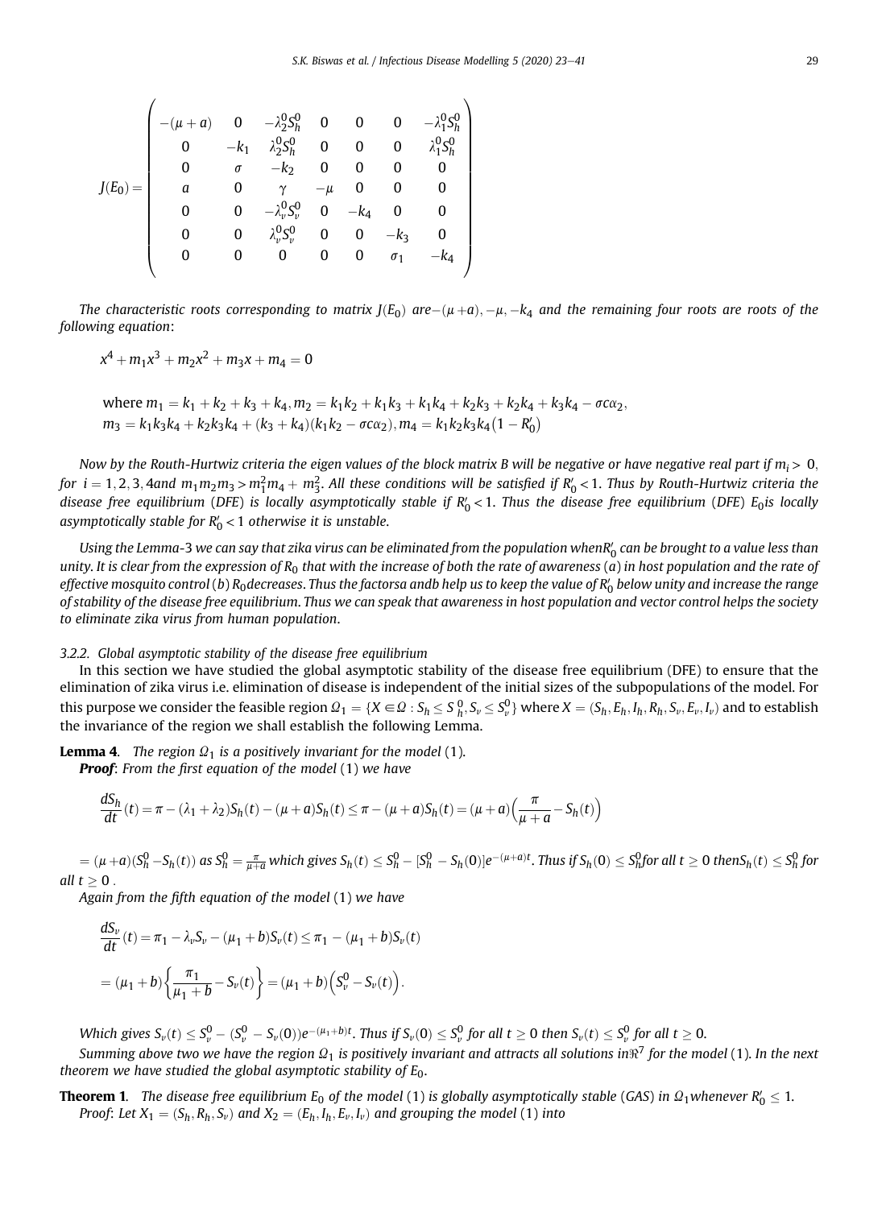$$
J(E_0) = \begin{pmatrix} -(\mu+a) & 0 & -\lambda_2^0 S_h^0 & 0 & 0 & 0 & -\lambda_1^0 S_h^0 \\ 0 & -k_1 & \lambda_2^0 S_h^0 & 0 & 0 & 0 & \lambda_1^0 S_h^0 \\ 0 & \sigma & -k_2 & 0 & 0 & 0 & 0 \\ a & 0 & \gamma & -\mu & 0 & 0 & 0 \\ 0 & 0 & -\lambda_v^0 S_v^0 & 0 & -k_4 & 0 & 0 \\ 0 & 0 & \lambda_v^0 S_v^0 & 0 & 0 & -k_3 & 0 \\ 0 & 0 & 0 & 0 & 0 & \sigma_1 & -k_4 \end{pmatrix}
$$

*The characteristic roots corresponding to matrix $J(E_0)$ are $-(\mu+a), -\mu, -k_4$ and the remaining four roots are roots of the following equation*:

$$
x^4 + m_1 x^3 + m_2 x^2 + m_3 x + m_4 = 0
$$

where $m_1 = k_1 + k_2 + k_3 + k_4, m_2 = k_1 k_2 + k_1 k_3 + k_1 k_4 + k_2 k_3 + k_2 k_4 + k_3 k_4 - \sigma c \alpha_2$,
$m_3 = k_1 k_3 k_4 + k_2 k_3 k_4 + (k_3 + k_4)(k_1 k_2 - \sigma c \alpha_2), m_4 = k_1 k_2 k_3 k_4 (1 - R_0')$

*Now by the Routh-Hurtwiz criteria the eigen values of the block matrix B will be negative or have negative real part if $m_i > 0$, for $i = 1, 2, 3, 4$ and $m_1 m_2 m_3 > m_1^2 m_4 + m_3^2$. All these conditions will be satisfied if $R_0' < 1$. Thus by Routh-Hurtwiz criteria the disease free equilibrium (DFE) is locally asymptotically stable if $R_0' < 1$. Thus the disease free equilibrium (DFE) $E_0$ is locally asymptotically stable for $R_0' < 1$ otherwise it is unstable.*

*Using the Lemma-3 we can say that zika virus can be eliminated from the population when $R_0'$ can be brought to a value less than unity. It is clear from the expression of $R_0$ that with the increase of both the rate of awareness $(a)$ in host population and the rate of effective mosquito control $(b)$ $R_0$ decreases. Thus the factors $a$ and $b$ help us to keep the value of $R_0'$ below unity and increase the range of stability of the disease free equilibrium. Thus we can speak that awareness in host population and vector control helps the society to eliminate zika virus from human population.*

#### *3.2.2. Global asymptotic stability of the disease free equilibrium*

In this section we have studied the global asymptotic stability of the disease free equilibrium (DFE) to ensure that the elimination of zika virus i.e. elimination of disease is independent of the initial sizes of the subpopulations of the model. For this purpose we consider the feasible region $\Omega_1 = \{X \in \Omega : S_h \le S_h^0, S_v \le S_v^0\}$ where $X = (S_h, E_h, I_h, R_h, S_v, E_v, I_v)$ and to establish the invariance of the region we shall establish the following Lemma.

**Lemma 4**. *The region $\Omega_1$ is a positively invariant for the model (1).*

***Proof***: *From the first equation of the model (1) we have*

$$
\frac{dS_h}{dt}(t) = \pi - (\lambda_1 + \lambda_2) S_h(t) - (\mu + a) S_h(t) \le \pi - (\mu + a) S_h(t) = (\mu + a)\left(\frac{\pi}{\mu + a} - S_h(t)\right)
$$

$= (\mu + a)(S_h^0 - S_h(t))$ *as* $S_h^0 = \frac{\pi}{\mu + a}$ *which gives* $S_h(t) \le S_h^0 - [S_h^0 - S_h(0)]e^{-(\mu + a)t}$. *Thus if* $S_h(0) \le S_h^0$ *for all* $t \ge 0$ *then* $S_h(t) \le S_h^0$ *for all* $t \ge 0$ .

*Again from the fifth equation of the model (1) we have*

$$
\frac{dS_v}{dt}(t) = \pi_1 - \lambda_v S_v - (\mu_1 + b) S_v(t) \le \pi_1 - (\mu_1 + b) S_v(t)
$$

$$
= (\mu_1 + b)\left\{\frac{\pi_1}{\mu_1 + b} - S_v(t)\right\} = (\mu_1 + b)\left(S_v^0 - S_v(t)\right).
$$

*Which gives $S_v(t) \le S_v^0 - (S_v^0 - S_v(0))e^{-(\mu_1 + b)t}$. Thus if $S_v(0) \le S_v^0$ for all $t \ge 0$ then $S_v(t) \le S_v^0$ for all $t \ge 0$.*

*Summing above two we have the region $\Omega_1$ is positively invariant and attracts all solutions in $\Re^7$ for the model (1). In the next theorem we have studied the global asymptotic stability of $E_0$.*

**Theorem 1**. *The disease free equilibrium $E_0$ of the model (1) is globally asymptotically stable (GAS) in $\Omega_1$ whenever $R_0' \le 1$.*

*Proof*: *Let $X_1 = (S_h, R_h, S_v)$ and $X_2 = (E_h, I_h, E_v, I_v)$ and grouping the model (1) into*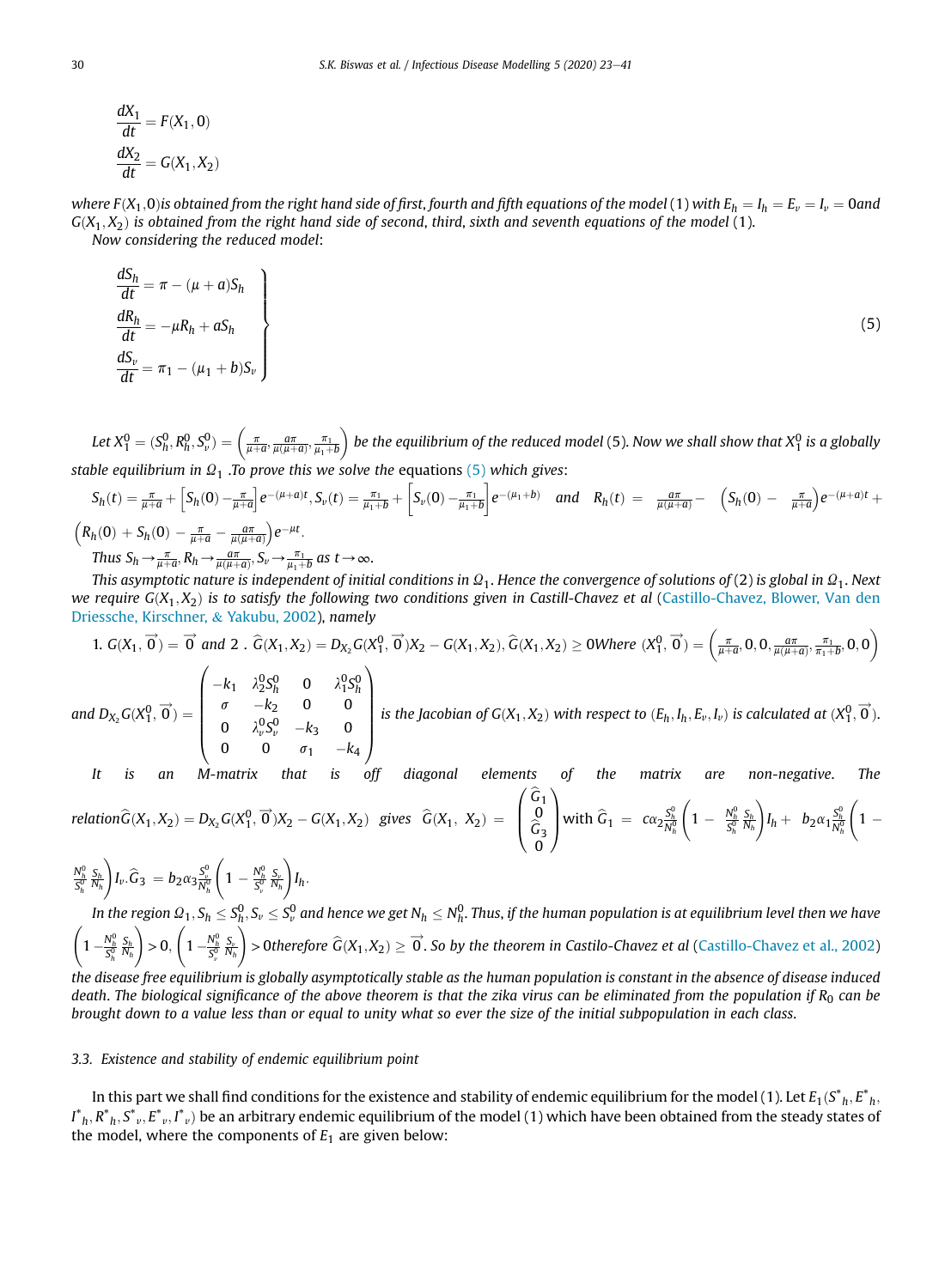$$\frac{dX_1}{dt} = F(X_1, 0)$$

$$\frac{dX_2}{dt} = G(X_1, X_2)$$

*where $F(X_1,0)$is obtained from the right hand side of first, fourth and fifth equations of the model* (1) *with $E_h = I_h = E_v = I_v = 0$and $G(X_1, X_2)$ is obtained from the right hand side of second, third, sixth and seventh equations of the model* (1).

*Now considering the reduced model*:

$$\left.\begin{aligned} \frac{dS_h}{dt} &= \pi - (\mu + a)S_h \\ \frac{dR_h}{dt} &= -\mu R_h + aS_h \\ \frac{dS_v}{dt} &= \pi_1 - (\mu_1 + b)S_v \end{aligned}\right\} \tag{5}$$

*Let $X_1^0 = (S_h^0, R_h^0, S_v^0) = \left(\frac{\pi}{\mu+a}, \frac{a\pi}{\mu(\mu+a)}, \frac{\pi_1}{\mu_1+b}\right)$ be the equilibrium of the reduced model* (5). *Now we shall show that $X_1^0$ is a globally stable equilibrium in $\Omega_1$ .To prove this we solve the* equations (5) *which gives*:

$S_h(t) = \frac{\pi}{\mu+a} + \left[S_h(0) - \frac{\pi}{\mu+a}\right]e^{-(\mu+a)t}, S_v(t) = \frac{\pi_1}{\mu_1+b} + \left[S_v(0) - \frac{\pi_1}{\mu_1+b}\right]e^{-(\mu_1+b)}$ *and* $R_h(t) = \frac{a\pi}{\mu(\mu+a)} - \left(S_h(0) - \frac{\pi}{\mu+a}\right)e^{-(\mu+a)t} + \left(R_h(0) + S_h(0) - \frac{\pi}{\mu+a} - \frac{a\pi}{\mu(\mu+a)}\right)e^{-\mu t}$.

*Thus* $S_h \to \frac{\pi}{\mu+a}, R_h \to \frac{a\pi}{\mu(\mu+a)}, S_v \to \frac{\pi_1}{\mu_1+b}$ *as* $t \to \infty$.

*This asymptotic nature is independent of initial conditions in $\Omega_1$. Hence the convergence of solutions of* (2) *is global in $\Omega_1$. Next we require $G(X_1, X_2)$ is to satisfy the following two conditions given in Castill-Chavez et al* (Castillo-Chavez, Blower, Van den Driessche, Kirschner, & Yakubu, 2002), *namely*

1. $G(X_1, \vec{0}) = \vec{0}$ *and* 2 . $\widehat{G}(X_1, X_2) = D_{X_2}G(X_1^0, \vec{0})X_2 - G(X_1, X_2), \widehat{G}(X_1, X_2) \geq 0$*Where* $(X_1^0, \vec{0}) = \left(\frac{\pi}{\mu+a}, 0, 0, \frac{a\pi}{\mu(\mu+a)}, \frac{\pi_1}{\pi_1+b}, 0, 0\right)$

*and* $D_{X_2}G(X_1^0, \vec{0}) = \begin{pmatrix} -k_1 & \lambda_2^0 S_h^0 & 0 & \lambda_1^0 S_h^0 \\ \sigma & -k_2 & 0 & 0 \\ 0 & \lambda_v^0 S_v^0 & -k_3 & 0 \\ 0 & 0 & \sigma_1 & -k_4 \end{pmatrix}$ *is the Jacobian of $G(X_1, X_2)$ with respect to $(E_h, I_h, E_v, I_v)$ is calculated at $(X_1^0, \vec{0})$.*

*It is an M-matrix that is off diagonal elements of the matrix are non-negative. The relation*$\widehat{G}(X_1, X_2) = D_{X_2}G(X_1^0, \vec{0})X_2 - G(X_1, X_2)$ *gives* $\widehat{G}(X_1, X_2) = \begin{pmatrix} \widehat{G}_1 \\ 0 \\ \widehat{G}_3 \\ 0 \end{pmatrix}$ with $\widehat{G}_1 = c\alpha_2 \frac{S_h^0}{N_h^0}\left(1 - \frac{N_h^0}{S_h^0}\frac{S_h}{N_h}\right)I_h + b_2\alpha_1\frac{S_h^0}{N_h^0}\left(1 - \frac{N_h^0}{S_h^0}\frac{S_h}{N_h}\right)I_v. \widehat{G}_3 = b_2\alpha_3\frac{S_v^0}{N_h^0}\left(1 - \frac{N_h^0}{S_v^0}\frac{S_v}{N_h}\right)I_h$.

*In the region $\Omega_1, S_h \leq S_h^0, S_v \leq S_v^0$ and hence we get $N_h \leq N_h^0$. Thus, if the human population is at equilibrium level then we have* $\left(1 - \frac{N_h^0}{S_h^0}\frac{S_h}{N_h}\right) > 0, \left(1 - \frac{N_h^0}{S_v^0}\frac{S_v}{N_h}\right) > 0$*therefore $\widehat{G}(X_1, X_2) \geq \vec{0}$. So by the theorem in Castilo-Chavez et al* (Castillo-Chavez et al., 2002) *the disease free equilibrium is globally asymptotically stable as the human population is constant in the absence of disease induced death. The biological significance of the above theorem is that the zika virus can be eliminated from the population if $R_0$ can be brought down to a value less than or equal to unity what so ever the size of the initial subpopulation in each class.*

### 3.3. *Existence and stability of endemic equilibrium point*

In this part we shall find conditions for the existence and stability of endemic equilibrium for the model (1). Let $E_1(S^*_h, E^*_h, I^*_h, R^*_h, S^*_v, E^*_v, I^*_v)$ be an arbitrary endemic equilibrium of the model (1) which have been obtained from the steady states of the model, where the components of $E_1$ are given below: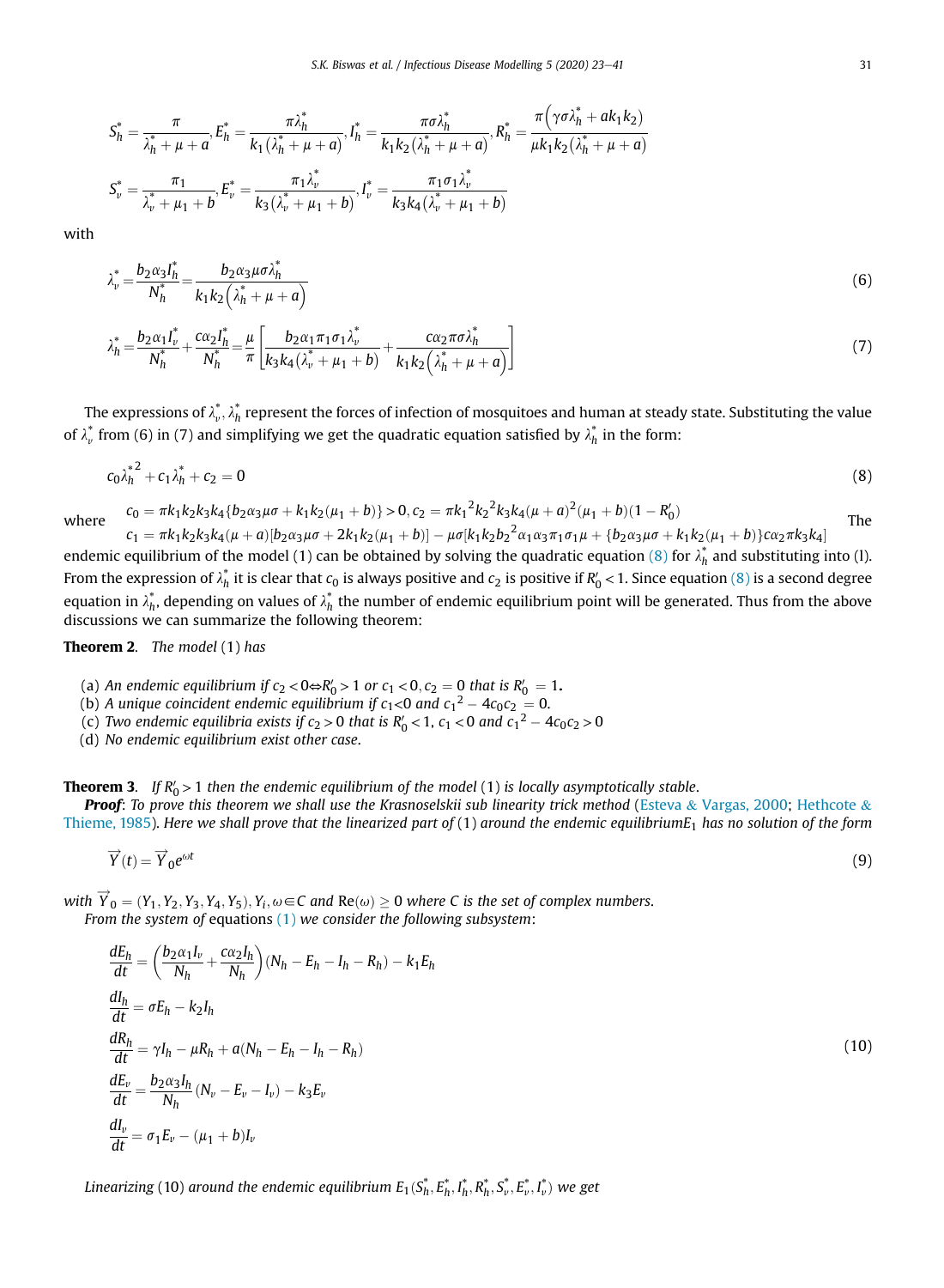$$S_h^* = \frac{\pi}{\lambda_h^* + \mu + a}, E_h^* = \frac{\pi \lambda_h^*}{k_1(\lambda_h^* + \mu + a)}, I_h^* = \frac{\pi \sigma \lambda_h^*}{k_1 k_2 (\lambda_h^* + \mu + a)}, R_h^* = \frac{\pi\left(\gamma \sigma \lambda_h^* + a k_1 k_2\right)}{\mu k_1 k_2 (\lambda_h^* + \mu + a)}$$

$$S_v^* = \frac{\pi_1}{\lambda_v^* + \mu_1 + b}, E_v^* = \frac{\pi_1 \lambda_v^*}{k_3(\lambda_v^* + \mu_1 + b)}, I_v^* = \frac{\pi_1 \sigma_1 \lambda_v^*}{k_3 k_4 (\lambda_v^* + \mu_1 + b)}$$

with

$$\lambda_v^* = \frac{b_2 \alpha_3 I_h^*}{N_h^*} = \frac{b_2 \alpha_3 \mu \sigma \lambda_h^*}{k_1 k_2 \left(\lambda_h^* + \mu + a\right)} \tag{6}$$

$$\lambda_h^* = \frac{b_2 \alpha_1 I_v^*}{N_h^*} + \frac{c \alpha_2 I_h^*}{N_h^*} = \frac{\mu}{\pi}\left[\frac{b_2 \alpha_1 \pi_1 \sigma_1 \lambda_v^*}{k_3 k_4 (\lambda_v^* + \mu_1 + b)} + \frac{c \alpha_2 \pi \sigma \lambda_h^*}{k_1 k_2 \left(\lambda_h^* + \mu + a\right)}\right] \tag{7}$$

The expressions of $\lambda_v^*, \lambda_h^*$ represent the forces of infection of mosquitoes and human at steady state. Substituting the value of $\lambda_v^*$ from (6) in (7) and simplifying we get the quadratic equation satisfied by $\lambda_h^*$ in the form:

$$c_0 {\lambda_h^*}^2 + c_1 \lambda_h^* + c_2 = 0 \tag{8}$$

where
$c_0 = \pi k_1 k_2 k_3 k_4 \{b_2 \alpha_3 \mu \sigma + k_1 k_2 (\mu_1 + b)\} > 0, c_2 = \pi {k_1}^2 {k_2}^2 k_3 k_4 (\mu + a)^2 (\mu_1 + b)(1 - R_0')$
$c_1 = \pi k_1 k_2 k_3 k_4 (\mu + a)[b_2 \alpha_3 \mu \sigma + 2 k_1 k_2 (\mu_1 + b)] - \mu \sigma [k_1 k_2 {b_2}^2 \alpha_1 \alpha_3 \pi_1 \sigma_1 \mu + \{b_2 \alpha_3 \mu \sigma + k_1 k_2 (\mu_1 + b)\} c \alpha_2 \pi k_3 k_4]$

The endemic equilibrium of the model (1) can be obtained by solving the quadratic equation (8) for $\lambda_h^*$ and substituting into (l). From the expression of $\lambda_h^*$ it is clear that $c_0$ is always positive and $c_2$ is positive if $R_0' < 1$. Since equation (8) is a second degree equation in $\lambda_h^*$, depending on values of $\lambda_h^*$ the number of endemic equilibrium point will be generated. Thus from the above discussions we can summarize the following theorem:

**Theorem 2**. *The model* (1) *has*

(a) *An endemic equilibrium if $c_2 < 0 \Leftrightarrow R_0' > 1$ or $c_1 < 0, c_2 = 0$ that is $R_0' = 1$.*
(b) *A unique coincident endemic equilibrium if $c_1 < 0$ and ${c_1}^2 - 4 c_0 c_2 = 0$.*
(c) *Two endemic equilibria exists if $c_2 > 0$ that is $R_0' < 1$, $c_1 < 0$ and ${c_1}^2 - 4 c_0 c_2 > 0$*
(d) *No endemic equilibrium exist other case.*

**Theorem 3**. *If $R_0' > 1$ then the endemic equilibrium of the model* (1) *is locally asymptotically stable.*

***Proof***: *To prove this theorem we shall use the Krasnoselskii sub linearity trick method* (Esteva & Vargas, 2000; Hethcote & Thieme, 1985). *Here we shall prove that the linearized part of* (1) *around the endemic equilibrium $E_1$ has no solution of the form*

$$\vec{Y}(t) = \vec{Y}_0 e^{\omega t} \tag{9}$$

*with $\vec{Y}_0 = (Y_1, Y_2, Y_3, Y_4, Y_5), Y_i, \omega \in C$ and $\mathrm{Re}(\omega) \geq 0$ where $C$ is the set of complex numbers.*

*From the system of* equations (1) *we consider the following subsystem*:

$$\begin{aligned}
\frac{dE_h}{dt} &= \left(\frac{b_2 \alpha_1 I_v}{N_h} + \frac{c \alpha_2 I_h}{N_h}\right)(N_h - E_h - I_h - R_h) - k_1 E_h \\
\frac{dI_h}{dt} &= \sigma E_h - k_2 I_h \\
\frac{dR_h}{dt} &= \gamma I_h - \mu R_h + a(N_h - E_h - I_h - R_h) \\
\frac{dE_v}{dt} &= \frac{b_2 \alpha_3 I_h}{N_h}(N_v - E_v - I_v) - k_3 E_v \\
\frac{dI_v}{dt} &= \sigma_1 E_v - (\mu_1 + b) I_v
\end{aligned} \tag{10}$$

*Linearizing* (10) *around the endemic equilibrium $E_1(S_h^*, E_h^*, I_h^*, R_h^*, S_v^*, E_v^*, I_v^*)$ we get*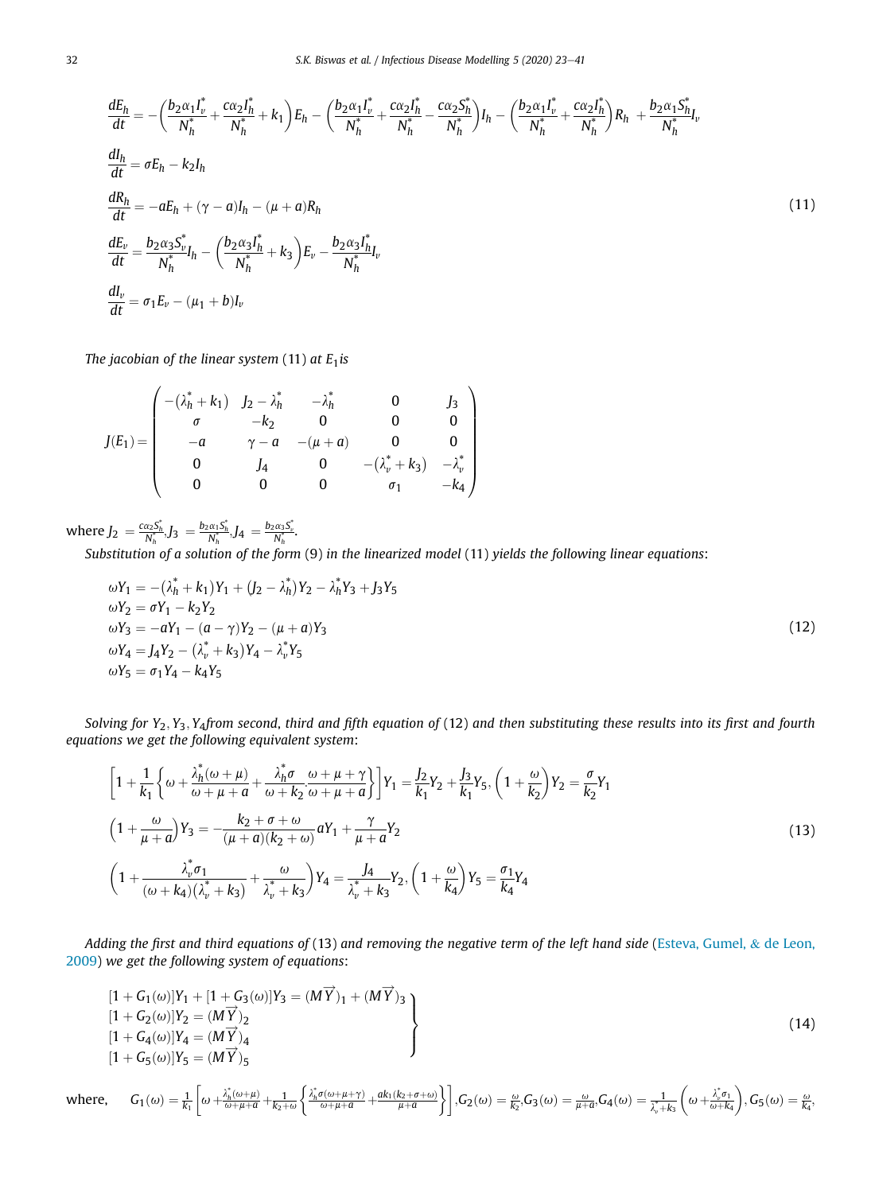$$
\begin{aligned}
\frac{dE_h}{dt} &= -\left(\frac{b_2\alpha_1 I_v^*}{N_h^*} + \frac{c\alpha_2 I_h^*}{N_h^*} + k_1\right)E_h - \left(\frac{b_2\alpha_1 I_v^*}{N_h^*} + \frac{c\alpha_2 I_h^*}{N_h^*} - \frac{c\alpha_2 S_h^*}{N_h^*}\right)I_h - \left(\frac{b_2\alpha_1 I_v^*}{N_h^*} + \frac{c\alpha_2 I_h^*}{N_h^*}\right)R_h + \frac{b_2\alpha_1 S_h^*}{N_h^*}I_v \\
\frac{dI_h}{dt} &= \sigma E_h - k_2 I_h \\
\frac{dR_h}{dt} &= -aE_h + (\gamma - a)I_h - (\mu + a)R_h \\
\frac{dE_v}{dt} &= \frac{b_2\alpha_3 S_v^*}{N_h^*}I_h - \left(\frac{b_2\alpha_3 I_h^*}{N_h^*} + k_3\right)E_v - \frac{b_2\alpha_3 I_h^*}{N_h^*}I_v \\
\frac{dI_v}{dt} &= \sigma_1 E_v - (\mu_1 + b)I_v
\end{aligned}
\tag{11}
$$

*The jacobian of the linear system* (11) *at* $E_1$ *is*

$$
J(E_1) = \begin{pmatrix}
-(\lambda_h^* + k_1) & J_2 - \lambda_h^* & -\lambda_h^* & 0 & J_3 \\
\sigma & -k_2 & 0 & 0 & 0 \\
-a & \gamma - a & -(\mu + a) & 0 & 0 \\
0 & J_4 & 0 & -(\lambda_v^* + k_3) & -\lambda_v^* \\
0 & 0 & 0 & \sigma_1 & -k_4
\end{pmatrix}
$$

where $J_2 = \frac{c\alpha_2 S_h^*}{N_h^*}, J_3 = \frac{b_2\alpha_1 S_h^*}{N_h^*}, J_4 = \frac{b_2\alpha_3 S_v^*}{N_h^*}$.

*Substitution of a solution of the form* (9) *in the linearized model* (11) *yields the following linear equations*:

$$
\begin{aligned}
\omega Y_1 &= -(\lambda_h^* + k_1)Y_1 + (J_2 - \lambda_h^*)Y_2 - \lambda_h^* Y_3 + J_3 Y_5 \\
\omega Y_2 &= \sigma Y_1 - k_2 Y_2 \\
\omega Y_3 &= -aY_1 - (a - \gamma)Y_2 - (\mu + a)Y_3 \\
\omega Y_4 &= J_4 Y_2 - (\lambda_v^* + k_3)Y_4 - \lambda_v^* Y_5 \\
\omega Y_5 &= \sigma_1 Y_4 - k_4 Y_5
\end{aligned}
\tag{12}
$$

*Solving for* $Y_2, Y_3, Y_4$ *from second, third and fifth equation of* (12) *and then substituting these results into its first and fourth equations we get the following equivalent system*:

$$
\begin{aligned}
&\left[1 + \frac{1}{k_1}\left\{\omega + \frac{\lambda_h^*(\omega + \mu)}{\omega + \mu + a} + \frac{\lambda_h^*\sigma}{\omega + k_2}\cdot\frac{\omega + \mu + \gamma}{\omega + \mu + a}\right\}\right]Y_1 = \frac{J_2}{k_1}Y_2 + \frac{J_3}{k_1}Y_5, \left(1 + \frac{\omega}{k_2}\right)Y_2 = \frac{\sigma}{k_2}Y_1 \\
&\left(1 + \frac{\omega}{\mu + a}\right)Y_3 = -\frac{k_2 + \sigma + \omega}{(\mu + a)(k_2 + \omega)}aY_1 + \frac{\gamma}{\mu + a}Y_2 \\
&\left(1 + \frac{\lambda_v^*\sigma_1}{(\omega + k_4)(\lambda_v^* + k_3)} + \frac{\omega}{\lambda_v^* + k_3}\right)Y_4 = \frac{J_4}{\lambda_v^* + k_3}Y_2, \left(1 + \frac{\omega}{k_4}\right)Y_5 = \frac{\sigma_1}{k_4}Y_4
\end{aligned}
\tag{13}
$$

*Adding the first and third equations of* (13) *and removing the negative term of the left hand side* (Esteva, Gumel, & de Leon, 2009) *we get the following system of equations*:

$$
\left.
\begin{aligned}
&[1 + G_1(\omega)]Y_1 + [1 + G_3(\omega)]Y_3 = (M\vec{Y})_1 + (M\vec{Y})_3 \\
&[1 + G_2(\omega)]Y_2 = (M\vec{Y})_2 \\
&[1 + G_4(\omega)]Y_4 = (M\vec{Y})_4 \\
&[1 + G_5(\omega)]Y_5 = (M\vec{Y})_5
\end{aligned}
\right\}
\tag{14}
$$

where, $G_1(\omega) = \frac{1}{k_1}\left[\omega + \frac{\lambda_h^*(\omega + \mu)}{\omega + \mu + a} + \frac{1}{k_2 + \omega}\left\{\frac{\lambda_h^*\sigma(\omega + \mu + \gamma)}{\omega + \mu + a} + \frac{ak_1(k_2 + \sigma + \omega)}{\mu + a}\right\}\right], G_2(\omega) = \frac{\omega}{k_2}, G_3(\omega) = \frac{\omega}{\mu + a}, G_4(\omega) = \frac{1}{\lambda_v^* + k_3}\left(\omega + \frac{\lambda_v^*\sigma_1}{\omega + k_4}\right), G_5(\omega) = \frac{\omega}{k_4},$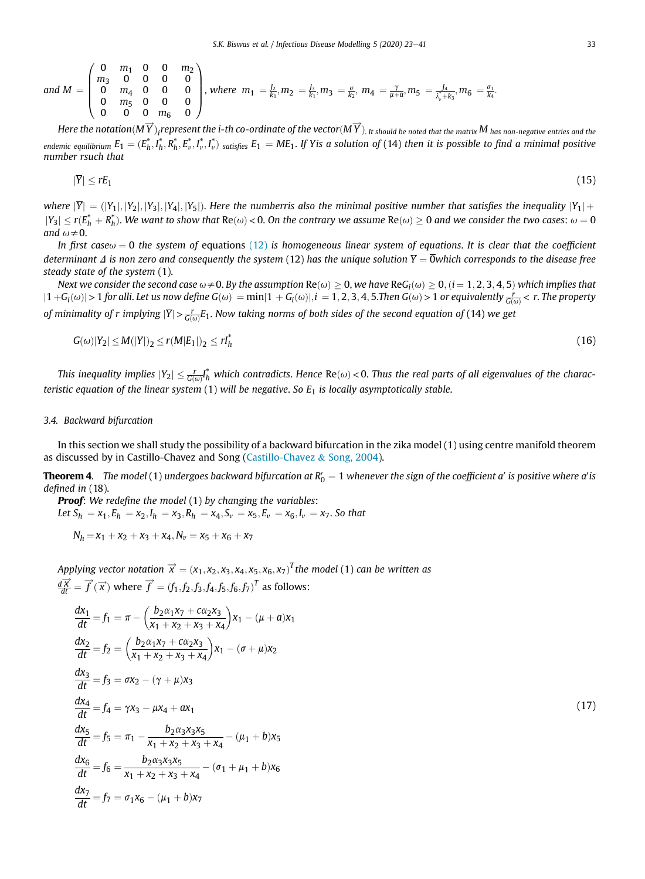and $M = \begin{pmatrix} 0 & m_1 & 0 & 0 & m_2 \\ m_3 & 0 & 0 & 0 & 0 \\ 0 & m_4 & 0 & 0 & 0 \\ 0 & m_5 & 0 & 0 & 0 \\ 0 & 0 & 0 & m_6 & 0 \end{pmatrix}$, where $m_1 = \frac{J_2}{k_1}, m_2 = \frac{J_3}{k_1}, m_3 = \frac{\sigma}{k_2}, m_4 = \frac{\gamma}{\mu + a}, m_5 = \frac{J_4}{\lambda_v^* + k_3}, m_6 = \frac{\sigma_1}{k_4}$.

*Here the notation $(M\overrightarrow{Y})_i$ represent the i-th co-ordinate of the vector $(M\overrightarrow{Y})$. It should be noted that the matrix $M$ has non-negative entries and the endemic equilibrium $E_1 = (E_h^*, I_h^*, R_h^*, E_v^*, I_v^*, I_v^*)$ satisfies $E_1 = ME_1$. If Y is a solution of (14) then it is possible to find a minimal positive number r such that*

$$|\overline{Y}| \le rE_1 \tag{15}$$

*where $|\overline{Y}| = (|Y_1|, |Y_2|, |Y_3|, |Y_4|, |Y_5|)$. Here the number r is also the minimal positive number that satisfies the inequality $|Y_1| + |Y_3| \le r(E_h^* + R_h^*)$. We want to show that $\mathrm{Re}(\omega) < 0$. On the contrary we assume $\mathrm{Re}(\omega) \ge 0$ and we consider the two cases: $\omega = 0$ and $\omega \ne 0$.*

*In first case $\omega = 0$ the system of equations (12) is homogeneous linear system of equations. It is clear that the coefficient determinant $\Delta$ is non zero and consequently the system (12) has the unique solution $\overline{Y} = \overline{0}$ which corresponds to the disease free steady state of the system (1).*

*Next we consider the second case $\omega \ne 0$. By the assumption $\mathrm{Re}(\omega) \ge 0$, we have $\mathrm{Re}G_i(\omega) \ge 0, (i = 1, 2, 3, 4, 5)$ which implies that $|1 + G_i(\omega)| > 1$ for all i. Let us now define $G(\omega) = \min|1 + G_i(\omega)|, i = 1, 2, 3, 4, 5$. Then $G(\omega) > 1$ or equivalently $\frac{r}{G(\omega)} < r$. The property of minimality of r implying $|\overline{Y}| > \frac{r}{G(\omega)}E_1$. Now taking norms of both sides of the second equation of (14) we get*

$$G(\omega)|Y_2| \le M(|Y|)_2 \le r(M|E_1|)_2 \le rI_h^* \tag{16}$$

*This inequality implies $|Y_2| \le \frac{r}{G(\omega)}I_h^*$ which contradicts. Hence $\mathrm{Re}(\omega) < 0$. Thus the real parts of all eigenvalues of the characteristic equation of the linear system (1) will be negative. So $E_1$ is locally asymptotically stable.*

### 3.4. Backward bifurcation

In this section we shall study the possibility of a backward bifurcation in the zika model (1) using centre manifold theorem as discussed by in Castillo-Chavez and Song (Castillo-Chavez & Song, 2004).

**Theorem 4.** *The model (1) undergoes backward bifurcation at $R_0' = 1$ whenever the sign of the coefficient $a'$ is positive where $a'$ is defined in (18).*

***Proof***: *We redefine the model (1) by changing the variables:*
*Let $S_h = x_1, E_h = x_2, I_h = x_3, R_h = x_4, S_v = x_5, E_v = x_6, I_v = x_7$. So that*

$$N_h = x_1 + x_2 + x_3 + x_4, N_v = x_5 + x_6 + x_7$$

*Applying vector notation $\overrightarrow{x} = (x_1, x_2, x_3, x_4, x_5, x_6, x_7)^T$ the model (1) can be written as $\frac{d\overrightarrow{X}}{dt} = \overrightarrow{f}(\overrightarrow{x})$ where $\overrightarrow{f} = (f_1, f_2, f_3, f_4, f_5, f_6, f_7)^T$ as follows:*

$$\begin{aligned}
\frac{dx_1}{dt} &= f_1 = \pi - \left(\frac{b_2\alpha_1 x_7 + c\alpha_2 x_3}{x_1 + x_2 + x_3 + x_4}\right)x_1 - (\mu + a)x_1 \\
\frac{dx_2}{dt} &= f_2 = \left(\frac{b_2\alpha_1 x_7 + c\alpha_2 x_3}{x_1 + x_2 + x_3 + x_4}\right)x_1 - (\sigma + \mu)x_2 \\
\frac{dx_3}{dt} &= f_3 = \sigma x_2 - (\gamma + \mu)x_3 \\
\frac{dx_4}{dt} &= f_4 = \gamma x_3 - \mu x_4 + a x_1 \\
\frac{dx_5}{dt} &= f_5 = \pi_1 - \frac{b_2\alpha_3 x_3 x_5}{x_1 + x_2 + x_3 + x_4} - (\mu_1 + b)x_5 \\
\frac{dx_6}{dt} &= f_6 = \frac{b_2\alpha_3 x_3 x_5}{x_1 + x_2 + x_3 + x_4} - (\sigma_1 + \mu_1 + b)x_6 \\
\frac{dx_7}{dt} &= f_7 = \sigma_1 x_6 - (\mu_1 + b)x_7
\end{aligned} \tag{17}$$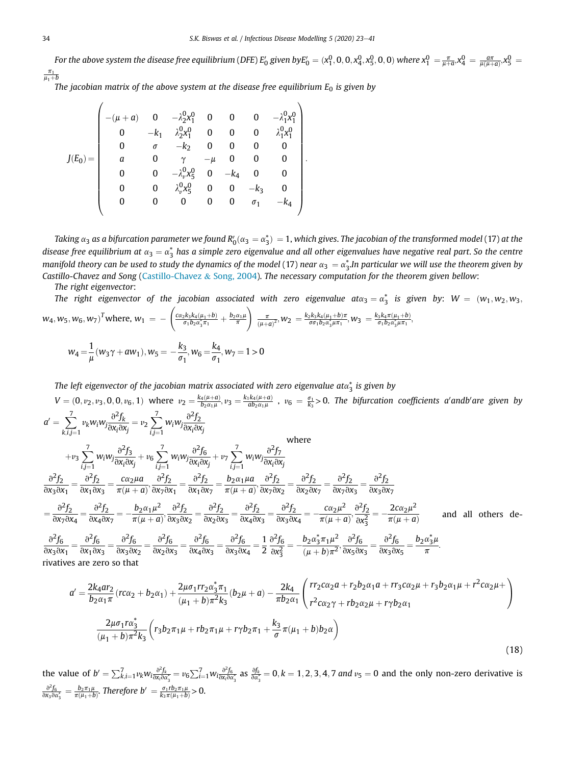*For the above system the disease free equilibrium (DFE) $E_0'$ given by* $E_0' = (x_1^0, 0, 0, x_4^0, x_5^0, 0, 0)$ *where* $x_1^0 = \frac{\pi}{\mu+a}, x_4^0 = \frac{a\pi}{\mu(\mu+a)}, x_5^0 = \frac{\pi_1}{\mu_1+b}$

*The jacobian matrix of the above system at the disease free equilibrium $E_0$ is given by*

$$
J(E_0) = \begin{pmatrix}
-(\mu+a) & 0 & -\lambda_2^0 x_1^0 & 0 & 0 & 0 & -\lambda_1^0 x_1^0 \\
0 & -k_1 & \lambda_2^0 x_1^0 & 0 & 0 & 0 & \lambda_1^0 x_1^0 \\
0 & \sigma & -k_2 & 0 & 0 & 0 & 0 \\
a & 0 & \gamma & -\mu & 0 & 0 & 0 \\
0 & 0 & -\lambda_v^0 x_5^0 & 0 & -k_4 & 0 & 0 \\
0 & 0 & \lambda_v^0 x_5^0 & 0 & 0 & -k_3 & 0 \\
0 & 0 & 0 & 0 & 0 & \sigma_1 & -k_4
\end{pmatrix}.
$$

*Taking $\alpha_3$ as a bifurcation parameter we found $R_0'(\alpha_3 = \alpha_3^*) = 1$, which gives. The jacobian of the transformed model (17) at the disease free equilibrium at $\alpha_3 = \alpha_3^*$ has a simple zero eigenvalue and all other eigenvalues have negative real part. So the centre manifold theory can be used to study the dynamics of the model (17) near $\alpha_3 = \alpha_3^*$.In particular we will use the theorem given by Castillo-Chavez and Song (Castillo-Chavez & Song, 2004). The necessary computation for the theorem given bellow:*

*The right eigenvector:*

*The right eigenvector of the jacobian associated with zero eigenvalue at* $\alpha_3 = \alpha_3^*$ *is given by:* $W = (w_1, w_2, w_3, w_4, w_5, w_6, w_7)^T$ where, $w_1 = -\left(\frac{c\alpha_2 k_3 k_4(\mu_1+b)}{\sigma_1 b_2 \alpha_3^* \pi_1} + \frac{b_2\alpha_1\mu}{\pi}\right)\frac{\pi}{(\mu+a)^2}, w_2 = \frac{k_2 k_3 k_4(\mu_1+b)\pi}{\sigma\sigma_1 b_2 \alpha_3^* \mu\pi_1}, w_3 = \frac{k_3 k_4 \pi(\mu_1+b)}{\sigma_1 b_2 \alpha_3^* \mu \pi_1}$,

$$
w_4 = \frac{1}{\mu}(w_3\gamma + aw_1), w_5 = -\frac{k_3}{\sigma_1}, w_6 = \frac{k_4}{\sigma_1}, w_7 = 1 > 0
$$

*The left eigenvector of the jacobian matrix associated with zero eigenvalue at* $\alpha_3^*$ *is given by*

$V = (0, v_2, v_3, 0, 0, v_6, 1)$ where $v_2 = \frac{k_4(\mu+a)}{b_2\alpha_1\mu}, v_3 = \frac{k_1 k_4(\mu+a)}{ab_2\alpha_1\mu}$, $v_6 = \frac{\sigma_1}{k_3} > 0$. *The bifurcation coefficients $a'$ and $b'$ are given by*

$$
a' = \sum_{k,i,j=1}^{7} v_k w_i w_j \frac{\partial^2 f_k}{\partial x_i \partial x_j} = v_2 \sum_{i,j=1}^{7} w_i w_j \frac{\partial^2 f_2}{\partial x_i \partial x_j} + v_3 \sum_{i,j=1}^{7} w_i w_j \frac{\partial^2 f_3}{\partial x_i \partial x_j} + v_6 \sum_{i,j=1}^{7} w_i w_j \frac{\partial^2 f_6}{\partial x_i \partial x_j} + v_7 \sum_{i,j=1}^{7} w_i w_j \frac{\partial^2 f_7}{\partial x_i \partial x_j}
$$

where

$$
\frac{\partial^2 f_2}{\partial x_3 \partial x_1} = \frac{\partial^2 f_2}{\partial x_1 \partial x_3} = \frac{c\alpha_2\mu a}{\pi(\mu+a)}, \frac{\partial^2 f_2}{\partial x_7 \partial x_1} = \frac{\partial^2 f_2}{\partial x_1 \partial x_7} = \frac{b_2\alpha_1\mu a}{\pi(\mu+a)}, \frac{\partial^2 f_2}{\partial x_7 \partial x_2} = \frac{\partial^2 f_2}{\partial x_2 \partial x_7} = \frac{\partial^2 f_2}{\partial x_7 \partial x_3} = \frac{\partial^2 f_2}{\partial x_3 \partial x_7}
$$

$$
= \frac{\partial^2 f_2}{\partial x_7 \partial x_4} = \frac{\partial^2 f_2}{\partial x_4 \partial x_7} = -\frac{b_2\alpha_1\mu^2}{\pi(\mu+a)}, \frac{\partial^2 f_2}{\partial x_3 \partial x_2} = \frac{\partial^2 f_2}{\partial x_2 \partial x_3} = \frac{\partial^2 f_2}{\partial x_4 \partial x_3} = \frac{\partial^2 f_2}{\partial x_3 \partial x_4} = -\frac{c\alpha_2\mu^2}{\pi(\mu+a)}, \frac{\partial^2 f_2}{\partial x_3^2} = -\frac{2c\alpha_2\mu^2}{\pi(\mu+a)}
$$

and all others derivatives are zero so that

$$
\frac{\partial^2 f_6}{\partial x_3 \partial x_1} = \frac{\partial^2 f_6}{\partial x_1 \partial x_3} = \frac{\partial^2 f_6}{\partial x_3 \partial x_2} = \frac{\partial^2 f_6}{\partial x_2 \partial x_3} = \frac{\partial^2 f_6}{\partial x_4 \partial x_3} = \frac{\partial^2 f_6}{\partial x_3 \partial x_4} = \frac{1}{2}\frac{\partial^2 f_6}{\partial x_3^2} = -\frac{b_2\alpha_3^*\pi_1\mu^2}{(\mu+b)\pi^2}, \frac{\partial^2 f_6}{\partial x_5 \partial x_3} = \frac{\partial^2 f_6}{\partial x_3 \partial x_5} = \frac{b_2\alpha_3^*\mu}{\pi}.
$$

$$
a' = \frac{2k_4 a r_2}{b_2\alpha_1\pi}(rc\alpha_2 + b_2\alpha_1) + \frac{2\mu\sigma_1 r r_2 \alpha_3^* \pi_1}{(\mu_1+b)\pi^2 k_3}(b_2\mu + a) - \frac{2k_4}{\pi b_2 \alpha_1}\begin{pmatrix} rr_2c\alpha_2 a + r_2 b_2\alpha_1 a + rr_3 c\alpha_2\mu + r_3 b_2\alpha_1\mu + r^2 c\alpha_2\mu + \\ r^2 c\alpha_2\gamma + rb_2\alpha_2\mu + r\gamma b_2\alpha_1 \end{pmatrix}
$$

$$
\frac{2\mu\sigma_1 r\alpha_3^*}{(\mu_1+b)\pi^2 k_3}\left(r_3 b_2\pi_1\mu + rb_2\pi_1\mu + r\gamma b_2\pi_1 + \frac{k_3}{\sigma}\pi(\mu_1+b)b_2\alpha\right) \tag{18}
$$

the value of $b' = \sum_{k,i=1}^{7} v_k w_i \frac{\partial^2 f_k}{\partial x_i \partial \alpha_3^*} = v_6 \sum_{i=1}^{7} w_i \frac{\partial^2 f_6}{\partial x_i \partial \alpha_3^*}$ as $\frac{\partial f_k}{\partial \alpha_3^*} = 0, k = 1, 2, 3, 4, 7$ *and* $v_5 = 0$ and the only non-zero derivative is $\frac{\partial^2 f_6}{\partial x_3 \partial \alpha_3^*} = \frac{b_2\pi_1\mu}{\pi(\mu_1+b)}$. *Therefore* $b' = \frac{\sigma_1 r b_2 \pi_1 \mu}{k_3 \pi(\mu_1+b)} > 0$.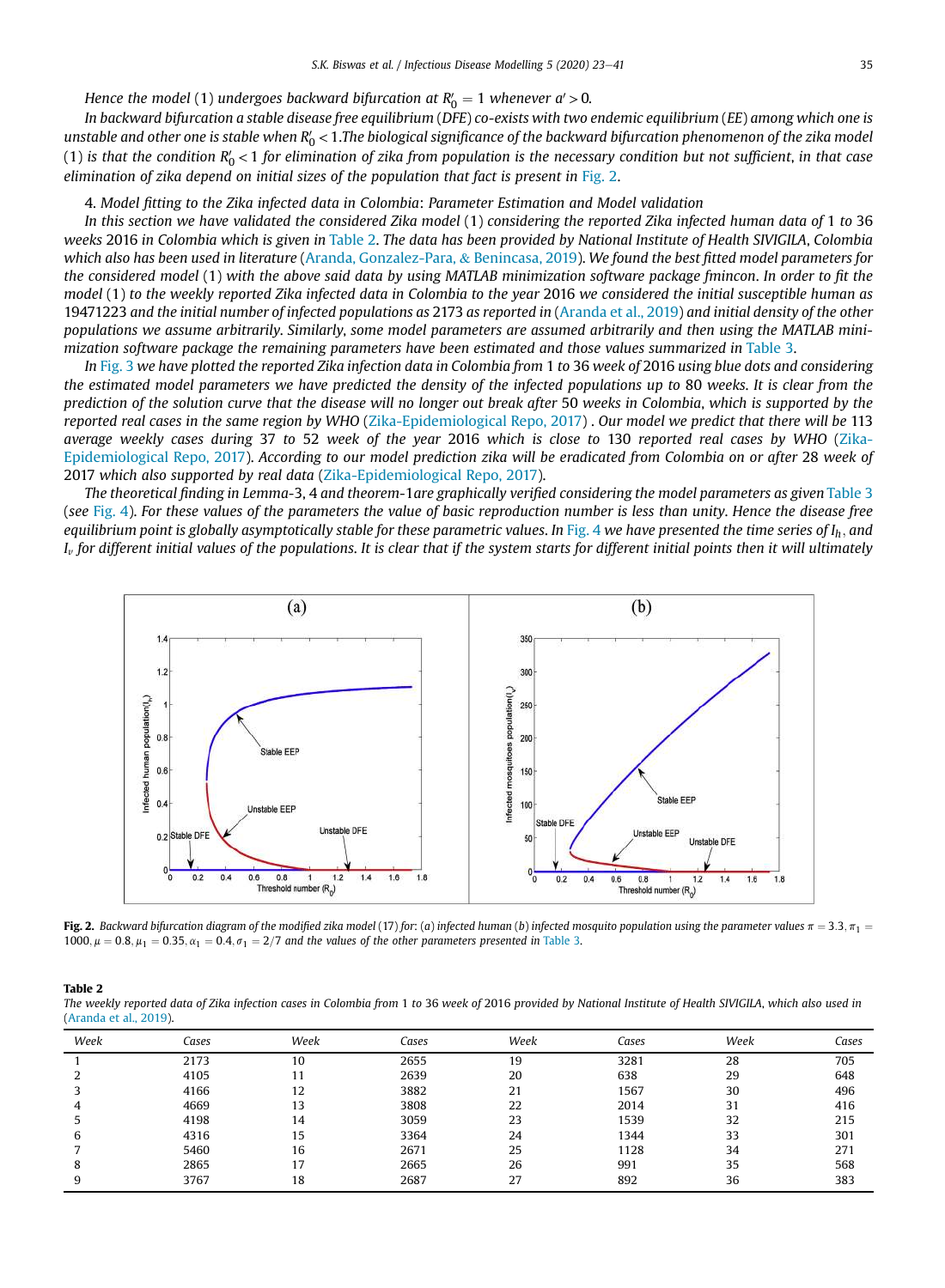*Hence the model* (1) *undergoes backward bifurcation at* $R_0' = 1$ *whenever* $a' > 0$.

*In backward bifurcation a stable disease free equilibrium* (*DFE*) *co-exists with two endemic equilibrium* (*EE*) *among which one is unstable and other one is stable when* $R_0' < 1$*.The biological significance of the backward bifurcation phenomenon of the zika model* (1) *is that the condition* $R_0' < 1$ *for elimination of zika from population is the necessary condition but not sufficient, in that case elimination of zika depend on initial sizes of the population that fact is present in* Fig. 2.

4. *Model fitting to the Zika infected data in Colombia*: *Parameter Estimation and Model validation*

*In this section we have validated the considered Zika model* (1) *considering the reported Zika infected human data of* 1 *to* 36 *weeks* 2016 *in Colombia which is given in* Table 2. *The data has been provided by National Institute of Health SIVIGILA*, *Colombia which also has been used in literature* (Aranda, Gonzalez-Para, & Benincasa, 2019). *We found the best fitted model parameters for the considered model* (1) *with the above said data by using MATLAB minimization software package fmincon. In order to fit the model* (1) *to the weekly reported Zika infected data in Colombia to the year* 2016 *we considered the initial susceptible human as* 19471223 *and the initial number of infected populations as* 2173 *as reported in* (Aranda et al., 2019) *and initial density of the other populations we assume arbitrarily. Similarly, some model parameters are assumed arbitrarily and then using the MATLAB minimization software package the remaining parameters have been estimated and those values summarized in* Table 3.

*In* Fig. 3 *we have plotted the reported Zika infection data in Colombia from* 1 *to* 36 *week of* 2016 *using blue dots and considering the estimated model parameters we have predicted the density of the infected populations up to* 80 *weeks. It is clear from the prediction of the solution curve that the disease will no longer out break after* 50 *weeks in Colombia, which is supported by the reported real cases in the same region by WHO* (Zika-Epidemiological Repo, 2017) . *Our model we predict that there will be* 113 *average weekly cases during* 37 *to* 52 *week of the year* 2016 *which is close to* 130 *reported real cases by WHO* (Zika-Epidemiological Repo, 2017). *According to our model prediction zika will be eradicated from Colombia on or after* 28 *week of* 2017 *which also supported by real data* (Zika-Epidemiological Repo, 2017).

*The theoretical finding in Lemma*-3, 4 *and theorem*-1*are graphically verified considering the model parameters as given* Table 3 (*see* Fig. 4). *For these values of the parameters the value of basic reproduction number is less than unity. Hence the disease free equilibrium point is globally asymptotically stable for these parametric values. In* Fig. 4 *we have presented the time series of* $I_h$, *and* $I_v$ *for different initial values of the populations. It is clear that if the system starts for different initial points then it will ultimately*

**Fig. 2.** *Backward bifurcation diagram of the modified zika model* (17) *for*: (*a*) *infected human* (*b*) *infected mosquito population using the parameter values* $\pi = 3.3, \pi_1 = 1000, \mu = 0.8, \mu_1 = 0.35, \alpha_1 = 0.4, \sigma_1 = 2/7$ *and the values of the other parameters presented in* Table 3.

**Table 2**

*The weekly reported data of Zika infection cases in Colombia from* 1 *to* 36 *week of* 2016 *provided by National Institute of Health SIVIGILA, which also used in* (Aranda et al., 2019).

| Week | Cases | Week | Cases | Week | Cases | Week | Cases |
|---|---|---|---|---|---|---|---|
| 1 | 2173 | 10 | 2655 | 19 | 3281 | 28 | 705 |
| 2 | 4105 | 11 | 2639 | 20 | 638 | 29 | 648 |
| 3 | 4166 | 12 | 3882 | 21 | 1567 | 30 | 496 |
| 4 | 4669 | 13 | 3808 | 22 | 2014 | 31 | 416 |
| 5 | 4198 | 14 | 3059 | 23 | 1539 | 32 | 215 |
| 6 | 4316 | 15 | 3364 | 24 | 1344 | 33 | 301 |
| 7 | 5460 | 16 | 2671 | 25 | 1128 | 34 | 271 |
| 8 | 2865 | 17 | 2665 | 26 | 991 | 35 | 568 |
| 9 | 3767 | 18 | 2687 | 27 | 892 | 36 | 383 |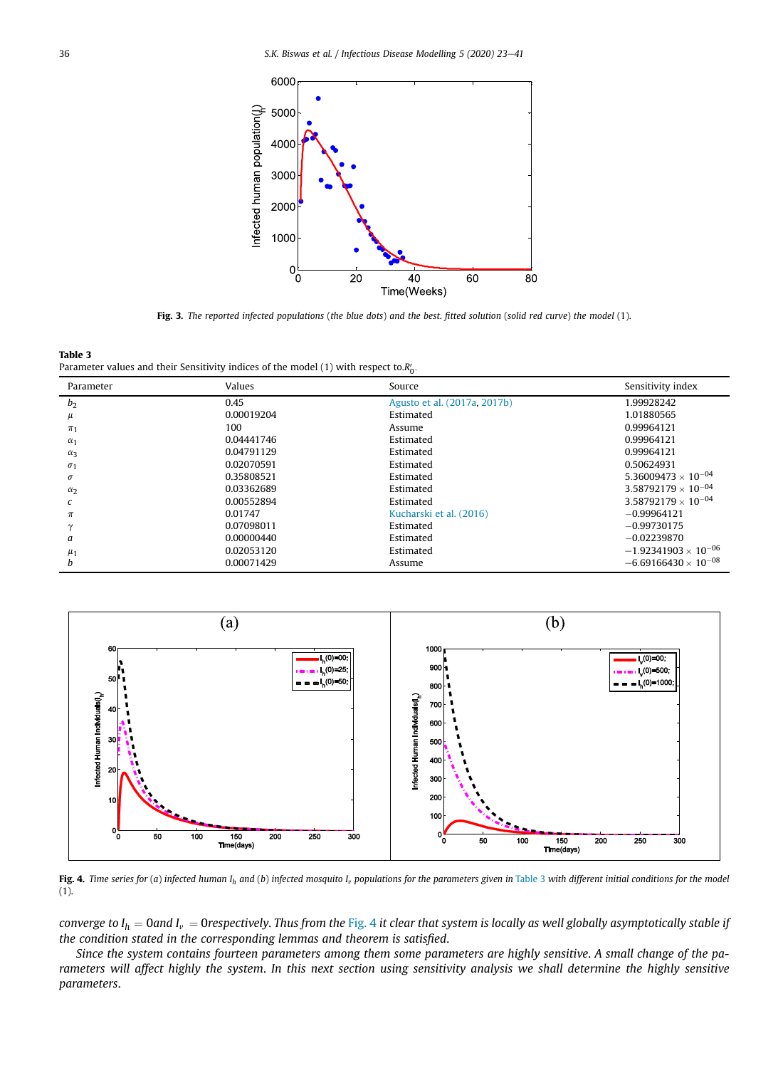**Fig. 3.** *The reported infected populations (the blue dots) and the best. fitted solution (solid red curve) the model (1).*

**Table 3**
Parameter values and their Sensitivity indices of the model (1) with respect to $R_0'$.

| Parameter | Values | Source | Sensitivity index |
|---|---|---|---|
| $b_2$ | 0.45 | Agusto et al. (2017a, 2017b) | 1.99928242 |
| $\mu$ | 0.00019204 | Estimated | 1.01880565 |
| $\pi_1$ | 100 | Assume | 0.99964121 |
| $\alpha_1$ | 0.04441746 | Estimated | 0.99964121 |
| $\alpha_3$ | 0.04791129 | Estimated | 0.99964121 |
| $\sigma_1$ | 0.02070591 | Estimated | 0.50624931 |
| $\sigma$ | 0.35808521 | Estimated | $5.36009473 \times 10^{-04}$ |
| $\alpha_2$ | 0.03362689 | Estimated | $3.58792179 \times 10^{-04}$ |
| $c$ | 0.00552894 | Estimated | $3.58792179 \times 10^{-04}$ |
| $\pi$ | 0.01747 | Kucharski et al. (2016) | −0.99964121 |
| $\gamma$ | 0.07098011 | Estimated | −0.99730175 |
| $a$ | 0.00000440 | Estimated | −0.02239870 |
| $\mu_1$ | 0.02053120 | Estimated | $-1.92341903 \times 10^{-06}$ |
| $b$ | 0.00071429 | Assume | $-6.69166430 \times 10^{-08}$ |

**Fig. 4.** *Time series for (a) infected human $I_h$ and (b) infected mosquito $I_v$ populations for the parameters given in Table 3 with different initial conditions for the model (1).*

*converge to $I_h = 0$ and $I_v = 0$ respectively. Thus from the Fig. 4 it clear that system is locally as well globally asymptotically stable if the condition stated in the corresponding lemmas and theorem is satisfied.*

*Since the system contains fourteen parameters among them some parameters are highly sensitive. A small change of the parameters will affect highly the system. In this next section using sensitivity analysis we shall determine the highly sensitive parameters.*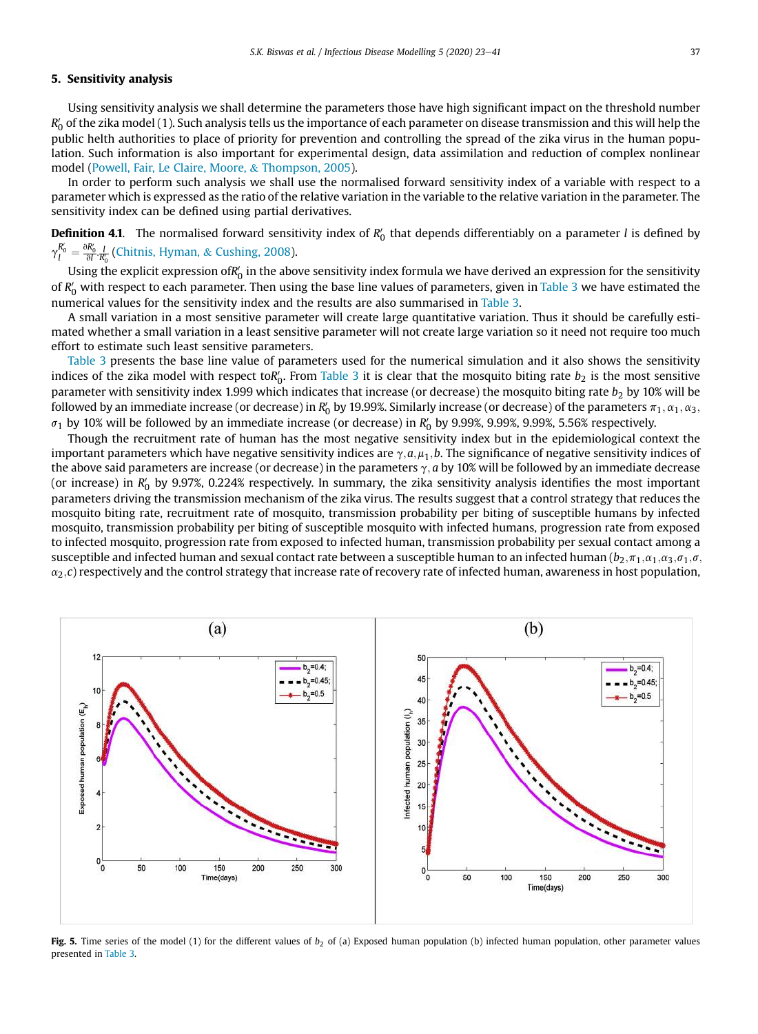## 5. Sensitivity analysis

Using sensitivity analysis we shall determine the parameters those have high significant impact on the threshold number $R_0'$ of the zika model (1). Such analysis tells us the importance of each parameter on disease transmission and this will help the public helth authorities to place of priority for prevention and controlling the spread of the zika virus in the human population. Such information is also important for experimental design, data assimilation and reduction of complex nonlinear model (Powell, Fair, Le Claire, Moore, & Thompson, 2005).

In order to perform such analysis we shall use the normalised forward sensitivity index of a variable with respect to a parameter which is expressed as the ratio of the relative variation in the variable to the relative variation in the parameter. The sensitivity index can be defined using partial derivatives.

**Definition 4.1**. The normalised forward sensitivity index of $R_0'$ that depends differentiably on a parameter $l$ is defined by $\gamma_l^{R_0'} = \frac{\partial R_0'}{\partial l} \cdot \frac{l}{R_0'}$ (Chitnis, Hyman, & Cushing, 2008).

Using the explicit expression of$R_0'$ in the above sensitivity index formula we have derived an expression for the sensitivity of $R_0'$ with respect to each parameter. Then using the base line values of parameters, given in Table 3 we have estimated the numerical values for the sensitivity index and the results are also summarised in Table 3.

A small variation in a most sensitive parameter will create large quantitative variation. Thus it should be carefully estimated whether a small variation in a least sensitive parameter will not create large variation so it need not require too much effort to estimate such least sensitive parameters.

Table 3 presents the base line value of parameters used for the numerical simulation and it also shows the sensitivity indices of the zika model with respect to$R_0'$. From Table 3 it is clear that the mosquito biting rate $b_2$ is the most sensitive parameter with sensitivity index 1.999 which indicates that increase (or decrease) the mosquito biting rate $b_2$ by 10% will be followed by an immediate increase (or decrease) in $R_0'$ by 19.99%. Similarly increase (or decrease) of the parameters $\pi_1, \alpha_1, \alpha_3$, $\sigma_1$ by 10% will be followed by an immediate increase (or decrease) in $R_0'$ by 9.99%, 9.99%, 9.99%, 5.56% respectively.

Though the recruitment rate of human has the most negative sensitivity index but in the epidemiological context the important parameters which have negative sensitivity indices are $\gamma, a, \mu_1, b$. The significance of negative sensitivity indices of the above said parameters are increase (or decrease) in the parameters $\gamma, a$ by 10% will be followed by an immediate decrease (or increase) in $R_0'$ by 9.97%, 0.224% respectively. In summary, the zika sensitivity analysis identifies the most important parameters driving the transmission mechanism of the zika virus. The results suggest that a control strategy that reduces the mosquito biting rate, recruitment rate of mosquito, transmission probability per biting of susceptible humans by infected mosquito, transmission probability per biting of susceptible mosquito with infected humans, progression rate from exposed to infected mosquito, progression rate from exposed to infected human, transmission probability per sexual contact among a susceptible and infected human and sexual contact rate between a susceptible human to an infected human ($b_2, \pi_1, \alpha_1, \alpha_3, \sigma_1, \sigma$, $\alpha_2, c$) respectively and the control strategy that increase rate of recovery rate of infected human, awareness in host population,

**Fig. 5.** Time series of the model (1) for the different values of $b_2$ of (a) Exposed human population (b) infected human population, other parameter values presented in Table 3.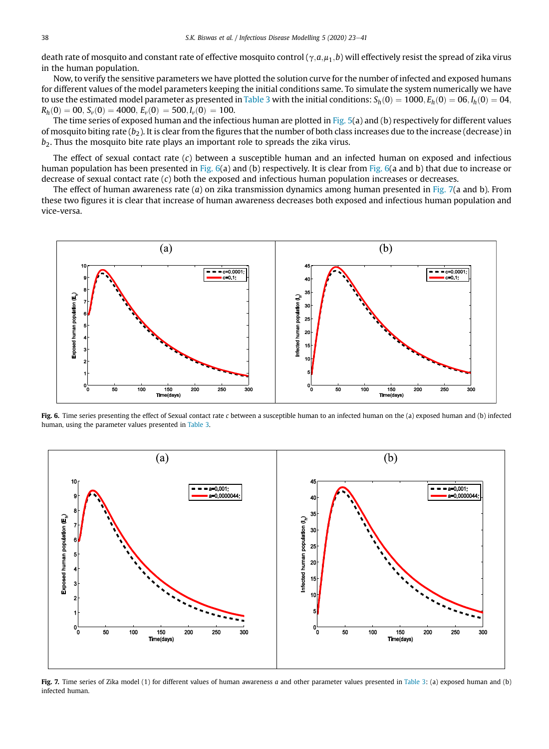death rate of mosquito and constant rate of effective mosquito control ($\gamma, a, \mu_1, b$) will effectively resist the spread of zika virus in the human population.

Now, to verify the sensitive parameters we have plotted the solution curve for the number of infected and exposed humans for different values of the model parameters keeping the initial conditions same. To simulate the system numerically we have to use the estimated model parameter as presented in Table 3 with the initial conditions: $S_h(0) = 1000, E_h(0) = 06, I_h(0) = 04, R_h(0) = 00, S_v(0) = 4000, E_v(0) = 500, I_v(0) = 100$.

The time series of exposed human and the infectious human are plotted in Fig. 5(a) and (b) respectively for different values of mosquito biting rate ($b_2$). It is clear from the figures that the number of both class increases due to the increase (decrease) in $b_2$. Thus the mosquito bite rate plays an important role to spreads the zika virus.

The effect of sexual contact rate ($c$) between a susceptible human and an infected human on exposed and infectious human population has been presented in Fig. 6(a) and (b) respectively. It is clear from Fig. 6(a and b) that due to increase or decrease of sexual contact rate ($c$) both the exposed and infectious human population increases or decreases.

The effect of human awareness rate ($a$) on zika transmission dynamics among human presented in Fig. 7(a and b). From these two figures it is clear that increase of human awareness decreases both exposed and infectious human population and vice-versa.

**Fig. 6.** Time series presenting the effect of Sexual contact rate $c$ between a susceptible human to an infected human on the (a) exposed human and (b) infected human, using the parameter values presented in Table 3.

**Fig. 7.** Time series of Zika model (1) for different values of human awareness $a$ and other parameter values presented in Table 3: (a) exposed human and (b) infected human.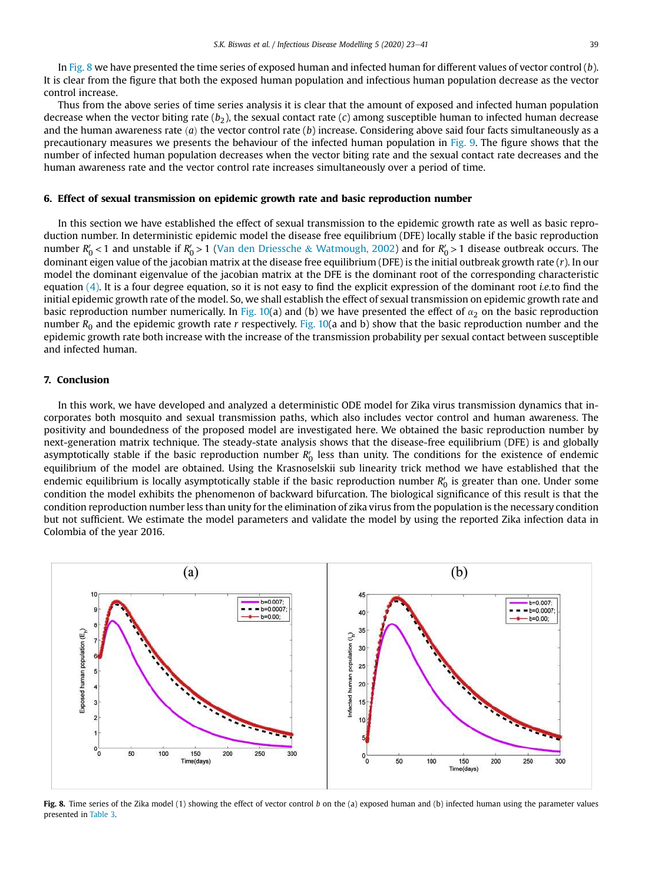In Fig. 8 we have presented the time series of exposed human and infected human for different values of vector control ($b$). It is clear from the figure that both the exposed human population and infectious human population decrease as the vector control increase.

Thus from the above series of time series analysis it is clear that the amount of exposed and infected human population decrease when the vector biting rate ($b_2$), the sexual contact rate ($c$) among susceptible human to infected human decrease and the human awareness rate ($a$) the vector control rate ($b$) increase. Considering above said four facts simultaneously as a precautionary measures we presents the behaviour of the infected human population in Fig. 9. The figure shows that the number of infected human population decreases when the vector biting rate and the sexual contact rate decreases and the human awareness rate and the vector control rate increases simultaneously over a period of time.

## 6. Effect of sexual transmission on epidemic growth rate and basic reproduction number

In this section we have established the effect of sexual transmission to the epidemic growth rate as well as basic reproduction number. In deterministic epidemic model the disease free equilibrium (DFE) locally stable if the basic reproduction number $R_0' < 1$ and unstable if $R_0' > 1$ (Van den Driessche & Watmough, 2002) and for $R_0' > 1$ disease outbreak occurs. The dominant eigen value of the jacobian matrix at the disease free equilibrium (DFE) is the initial outbreak growth rate ($r$). In our model the dominant eigenvalue of the jacobian matrix at the DFE is the dominant root of the corresponding characteristic equation (4). It is a four degree equation, so it is not easy to find the explicit expression of the dominant root *i.e.*to find the initial epidemic growth rate of the model. So, we shall establish the effect of sexual transmission on epidemic growth rate and basic reproduction number numerically. In Fig. 10(a) and (b) we have presented the effect of $\alpha_2$ on the basic reproduction number $R_0$ and the epidemic growth rate $r$ respectively. Fig. 10(a and b) show that the basic reproduction number and the epidemic growth rate both increase with the increase of the transmission probability per sexual contact between susceptible and infected human.

## 7. Conclusion

In this work, we have developed and analyzed a deterministic ODE model for Zika virus transmission dynamics that incorporates both mosquito and sexual transmission paths, which also includes vector control and human awareness. The positivity and boundedness of the proposed model are investigated here. We obtained the basic reproduction number by next-generation matrix technique. The steady-state analysis shows that the disease-free equilibrium (DFE) is and globally asymptotically stable if the basic reproduction number $R_0'$ less than unity. The conditions for the existence of endemic equilibrium of the model are obtained. Using the Krasnoselskii sub linearity trick method we have established that the endemic equilibrium is locally asymptotically stable if the basic reproduction number $R_0'$ is greater than one. Under some condition the model exhibits the phenomenon of backward bifurcation. The biological significance of this result is that the condition reproduction number less than unity for the elimination of zika virus from the population is the necessary condition but not sufficient. We estimate the model parameters and validate the model by using the reported Zika infection data in Colombia of the year 2016.

**Fig. 8.** Time series of the Zika model (1) showing the effect of vector control $b$ on the (a) exposed human and (b) infected human using the parameter values presented in Table 3.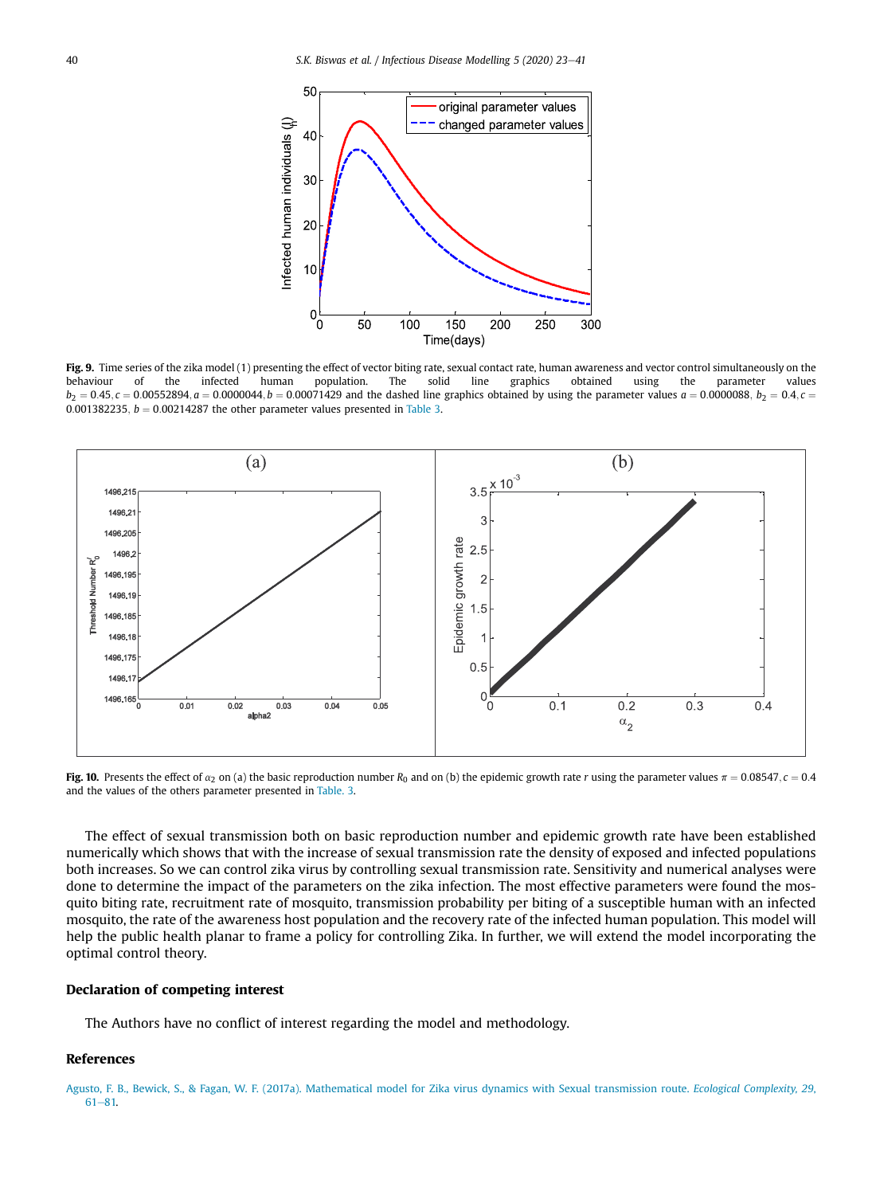**Fig. 9.** Time series of the zika model (1) presenting the effect of vector biting rate, sexual contact rate, human awareness and vector control simultaneously on the behaviour of the infected human population. The solid line graphics obtained using the parameter values $b_2 = 0.45, c = 0.00552894, a = 0.0000044, b = 0.00071429$ and the dashed line graphics obtained by using the parameter values $a = 0.0000088,\ b_2 = 0.4, c = 0.001382235,\ b = 0.00214287$ the other parameter values presented in Table 3.

**Fig. 10.** Presents the effect of $\alpha_2$ on (a) the basic reproduction number $R_0$ and on (b) the epidemic growth rate $r$ using the parameter values $\pi = 0.08547, c = 0.4$ and the values of the others parameter presented in Table. 3.

The effect of sexual transmission both on basic reproduction number and epidemic growth rate have been established numerically which shows that with the increase of sexual transmission rate the density of exposed and infected populations both increases. So we can control zika virus by controlling sexual transmission rate. Sensitivity and numerical analyses were done to determine the impact of the parameters on the zika infection. The most effective parameters were found the mosquito biting rate, recruitment rate of mosquito, transmission probability per biting of a susceptible human with an infected mosquito, the rate of the awareness host population and the recovery rate of the infected human population. This model will help the public health planar to frame a policy for controlling Zika. In further, we will extend the model incorporating the optimal control theory.

## Declaration of competing interest

The Authors have no conflict of interest regarding the model and methodology.

## References

Agusto, F. B., Bewick, S., & Fagan, W. F. (2017a). Mathematical model for Zika virus dynamics with Sexual transmission route. *Ecological Complexity, 29*, 61–81.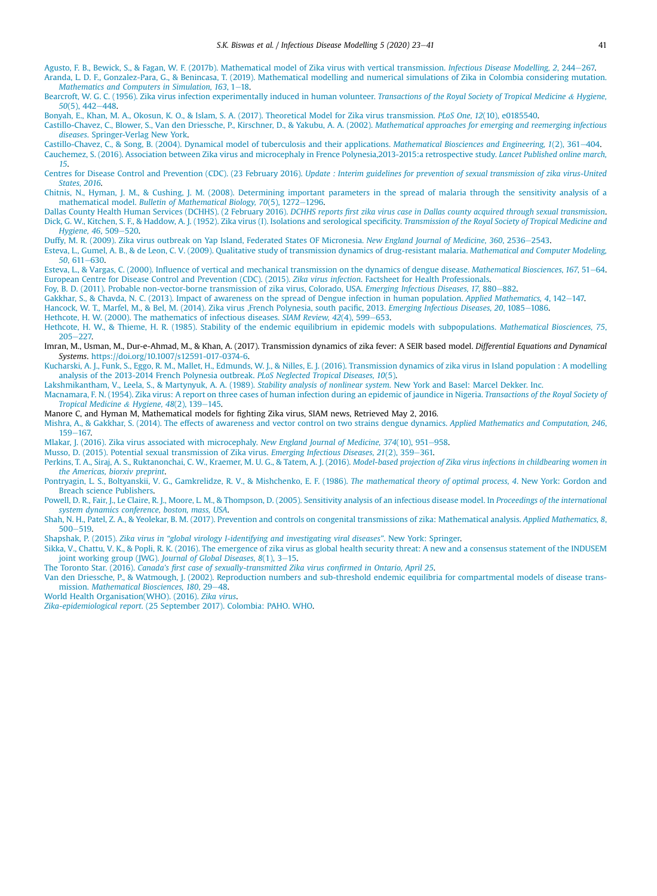Agusto, F. B., Bewick, S., & Fagan, W. F. (2017b). Mathematical model of Zika virus with vertical transmission. *Infectious Disease Modelling, 2*, 244–267.

Aranda, L. D. F., Gonzalez-Para, G., & Benincasa, T. (2019). Mathematical modelling and numerical simulations of Zika in Colombia considering mutation. *Mathematics and Computers in Simulation, 163*, 1–18.

Bearcroft, W. G. C. (1956). Zika virus infection experimentally induced in human volunteer. *Transactions of the Royal Society of Tropical Medicine & Hygiene, 50*(5), 442–448.

Bonyah, E., Khan, M. A., Okosun, K. O., & Islam, S. A. (2017). Theoretical Model for Zika virus transmission. *PLoS One, 12*(10), e0185540.

Castillo-Chavez, C., Blower, S., Van den Driessche, P., Kirschner, D., & Yakubu, A. A. (2002). *Mathematical approaches for emerging and reemerging infectious diseases*. Springer-Verlag New York.

Castillo-Chavez, C., & Song, B. (2004). Dynamical model of tuberculosis and their applications. *Mathematical Biosciences and Engineering, 1*(2), 361–404.

Cauchemez, S. (2016). Association between Zika virus and microcephaly in Frence Polynesia,2013-2015:a retrospective study. *Lancet Published online march, 15*.

Centres for Disease Control and Prevention (CDC). (23 February 2016). *Update : Interim guidelines for prevention of sexual transmission of zika virus-United States, 2016*.

Chitnis, N., Hyman, J. M., & Cushing, J. M. (2008). Determining important parameters in the spread of malaria through the sensitivity analysis of a mathematical model. *Bulletin of Mathematical Biology, 70*(5), 1272–1296.

Dallas County Health Human Services (DCHHS). (2 February 2016). *DCHHS reports first zika virus case in Dallas county acquired through sexual transmission*.

Dick, G. W., Kitchen, S. F., & Haddow, A. J. (1952). Zika virus (I). Isolations and serological specificity. *Transmission of the Royal Society of Tropical Medicine and Hygiene, 46*, 509–520.

Duffy, M. R. (2009). Zika virus outbreak on Yap Island, Federated States OF Micronesia. *New England Journal of Medicine, 360*, 2536–2543.

Esteva, L., Gumel, A. B., & de Leon, C. V. (2009). Qualitative study of transmission dynamics of drug-resistant malaria. *Mathematical and Computer Modeling, 50*, 611–630.

Esteva, L., & Vargas, C. (2000). Influence of vertical and mechanical transmission on the dynamics of dengue disease. *Mathematical Biosciences, 167*, 51–64.

European Centre for Disease Control and Prevention (CDC). (2015). *Zika virus infection*. Factsheet for Health Professionals.

Foy, B. D. (2011). Probable non-vector-borne transmission of zika virus, Colorado, USA. *Emerging Infectious Diseases, 17*, 880–882.

Gakkhar, S., & Chavda, N. C. (2013). Impact of awareness on the spread of Dengue infection in human population. *Applied Mathematics, 4*, 142–147.

Hancock, W. T., Marfel, M., & Bel, M. (2014). Zika virus ,French Polynesia, south pacific, 2013. *Emerging Infectious Diseases, 20*, 1085–1086.

Hethcote, H. W. (2000). The mathematics of infectious diseases. *SIAM Review, 42*(4), 599–653.

Hethcote, H. W., & Thieme, H. R. (1985). Stability of the endemic equilibrium in epidemic models with subpopulations. *Mathematical Biosciences, 75*, 205–227.

Imran, M., Usman, M., Dur-e-Ahmad, M., & Khan, A. (2017). Transmission dynamics of zika fever: A SEIR based model. *Differential Equations and Dynamical Systems*. https://doi.org/10.1007/s12591-017-0374-6.

Kucharski, A. J., Funk, S., Eggo, R. M., Mallet, H., Edmunds, W. J., & Nilles, E. J. (2016). Transmission dynamics of zika virus in Island population : A modelling analysis of the 2013-2014 French Polynesia outbreak. *PLoS Neglected Tropical Diseases, 10*(5).

Lakshmikantham, V., Leela, S., & Martynyuk, A. A. (1989). *Stability analysis of nonlinear system*. New York and Basel: Marcel Dekker. Inc.

Macnamara, F. N. (1954). Zika virus: A report on three cases of human infection during an epidemic of jaundice in Nigeria. *Transactions of the Royal Society of Tropical Medicine & Hygiene, 48*(2), 139–145.

Manore C, and Hyman M, Mathematical models for fighting Zika virus, SIAM news, Retrieved May 2, 2016.

Mishra, A., & Gakkhar, S. (2014). The effects of awareness and vector control on two strains dengue dynamics. *Applied Mathematics and Computation, 246*, 159–167.

Mlakar, J. (2016). Zika virus associated with microcephaly. *New England Journal of Medicine, 374*(10), 951–958.

Musso, D. (2015). Potential sexual transmission of Zika virus. *Emerging Infectious Diseases, 21*(2), 359–361.

Perkins, T. A., Siraj, A. S., Ruktanonchai, C. W., Kraemer, M. U. G., & Tatem, A. J. (2016). *Model-based projection of Zika virus infections in childbearing women in the Americas, biorxiv preprint*.

Pontryagin, L. S., Boltyanskii, V. G., Gamkrelidze, R. V., & Mishchenko, E. F. (1986). *The mathematical theory of optimal process, 4*. New York: Gordon and Breach science Publishers.

Powell, D. R., Fair, J., Le Claire, R. J., Moore, L. M., & Thompson, D. (2005). Sensitivity analysis of an infectious disease model. In *Proceedings of the international system dynamics conference, boston, mass, USA*.

Shah, N. H., Patel, Z. A., & Yeolekar, B. M. (2017). Prevention and controls on congenital transmissions of zika: Mathematical analysis. *Applied Mathematics, 8*, 500–519.

Shapshak, P. (2015). *Zika virus in "global virology I-identifying and investigating viral diseases"*. New York: Springer.

Sikka, V., Chattu, V. K., & Popli, R. K. (2016). The emergence of zika virus as global health security threat: A new and a consensus statement of the INDUSEM joint working group (JWG). *Journal of Global Diseases, 8*(1), 3–15.

The Toronto Star. (2016). *Canada's first case of sexually-transmitted Zika virus confirmed in Ontario, April 25*.

Van den Driessche, P., & Watmough, J. (2002). Reproduction numbers and sub-threshold endemic equilibria for compartmental models of disease transmission. *Mathematical Biosciences, 180*, 29–48.

World Health Organisation(WHO). (2016). *Zika virus*.

*Zika-epidemiological report*. (25 September 2017). Colombia: PAHO. WHO.